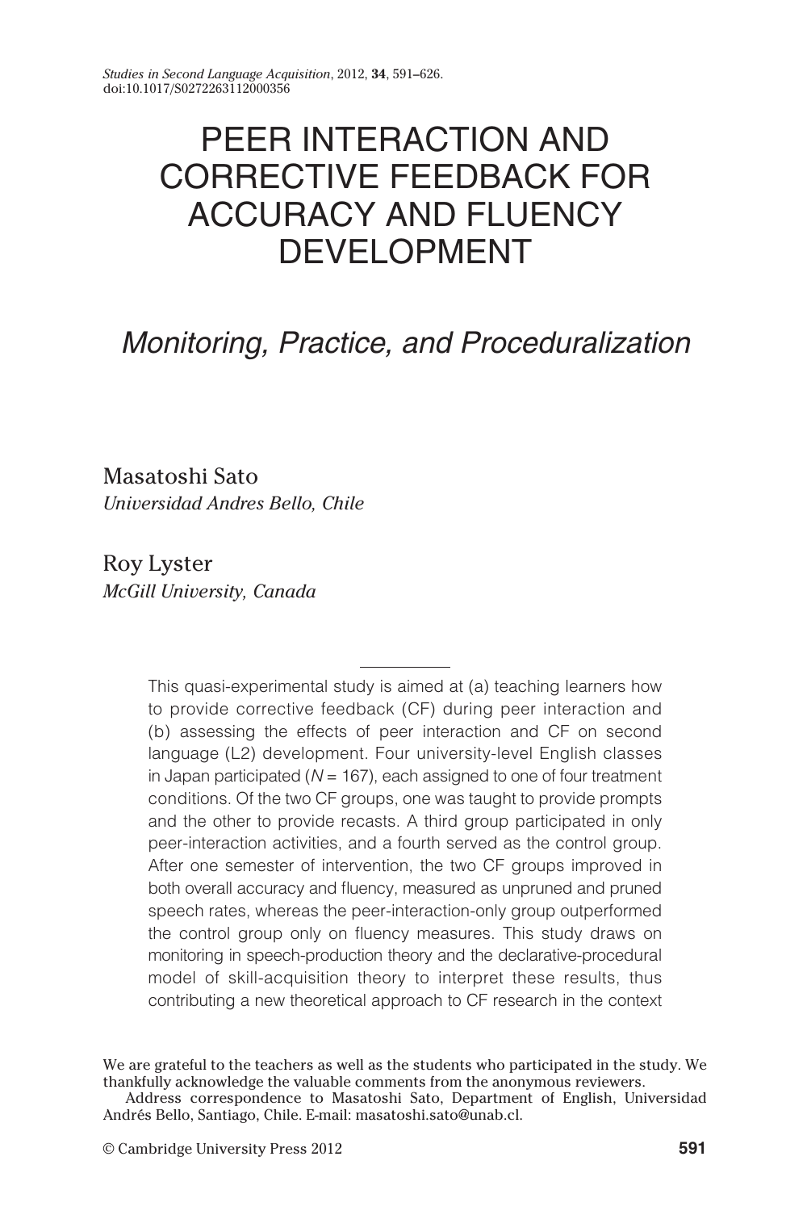# PEER INTERACTION AND CORRECTIVE FEEDBACK FOR ACCURACY AND FLUENCY DEVELOPMENT

## *Monitoring, Practice, and Proceduralization*

Masatoshi Sato
*Universidad Andres Bello, Chile*

Roy Lyster
*McGill University, Canada*

This quasi-experimental study is aimed at (a) teaching learners how to provide corrective feedback (CF) during peer interaction and (b) assessing the effects of peer interaction and CF on second language (L2) development. Four university-level English classes in Japan participated ($N$ = 167), each assigned to one of four treatment conditions. Of the two CF groups, one was taught to provide prompts and the other to provide recasts. A third group participated in only peer-interaction activities, and a fourth served as the control group. After one semester of intervention, the two CF groups improved in both overall accuracy and fluency, measured as unpruned and pruned speech rates, whereas the peer-interaction-only group outperformed the control group only on fluency measures. This study draws on monitoring in speech-production theory and the declarative-procedural model of skill-acquisition theory to interpret these results, thus contributing a new theoretical approach to CF research in the context

We are grateful to the teachers as well as the students who participated in the study. We thankfully acknowledge the valuable comments from the anonymous reviewers.

Address correspondence to Masatoshi Sato, Department of English, Universidad Andrés Bello, Santiago, Chile. E-mail: masatoshi.sato@unab.cl.

© Cambridge University Press 2012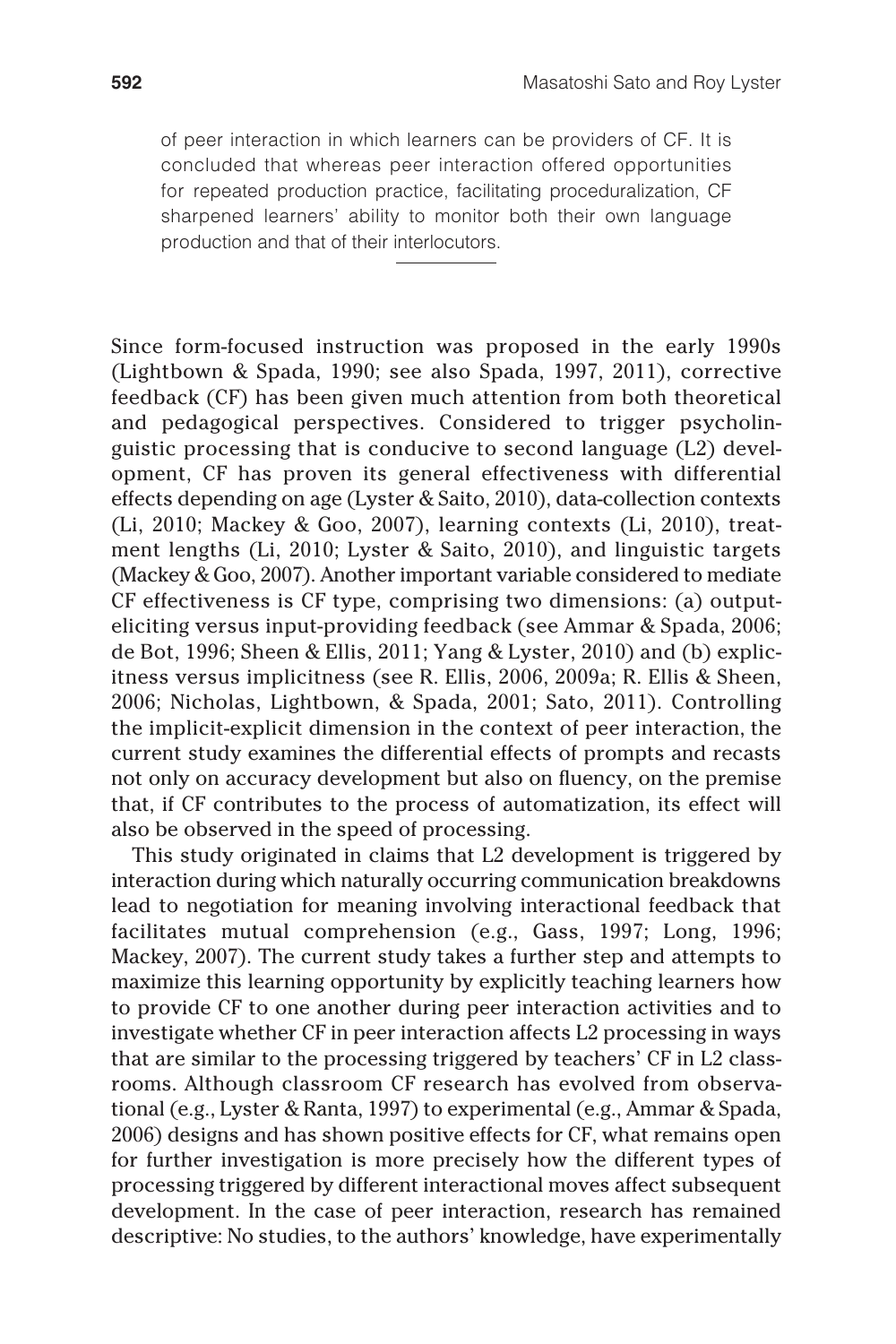of peer interaction in which learners can be providers of CF. It is concluded that whereas peer interaction offered opportunities for repeated production practice, facilitating proceduralization, CF sharpened learners' ability to monitor both their own language production and that of their interlocutors.

---

Since form-focused instruction was proposed in the early 1990s (Lightbown & Spada, 1990; see also Spada, 1997, 2011), corrective feedback (CF) has been given much attention from both theoretical and pedagogical perspectives. Considered to trigger psycholinguistic processing that is conducive to second language (L2) development, CF has proven its general effectiveness with differential effects depending on age (Lyster & Saito, 2010), data-collection contexts (Li, 2010; Mackey & Goo, 2007), learning contexts (Li, 2010), treatment lengths (Li, 2010; Lyster & Saito, 2010), and linguistic targets (Mackey & Goo, 2007). Another important variable considered to mediate CF effectiveness is CF type, comprising two dimensions: (a) output-eliciting versus input-providing feedback (see Ammar & Spada, 2006; de Bot, 1996; Sheen & Ellis, 2011; Yang & Lyster, 2010) and (b) explicitness versus implicitness (see R. Ellis, 2006, 2009a; R. Ellis & Sheen, 2006; Nicholas, Lightbown, & Spada, 2001; Sato, 2011). Controlling the implicit-explicit dimension in the context of peer interaction, the current study examines the differential effects of prompts and recasts not only on accuracy development but also on fluency, on the premise that, if CF contributes to the process of automatization, its effect will also be observed in the speed of processing.

This study originated in claims that L2 development is triggered by interaction during which naturally occurring communication breakdowns lead to negotiation for meaning involving interactional feedback that facilitates mutual comprehension (e.g., Gass, 1997; Long, 1996; Mackey, 2007). The current study takes a further step and attempts to maximize this learning opportunity by explicitly teaching learners how to provide CF to one another during peer interaction activities and to investigate whether CF in peer interaction affects L2 processing in ways that are similar to the processing triggered by teachers' CF in L2 classrooms. Although classroom CF research has evolved from observational (e.g., Lyster & Ranta, 1997) to experimental (e.g., Ammar & Spada, 2006) designs and has shown positive effects for CF, what remains open for further investigation is more precisely how the different types of processing triggered by different interactional moves affect subsequent development. In the case of peer interaction, research has remained descriptive: No studies, to the authors' knowledge, have experimentally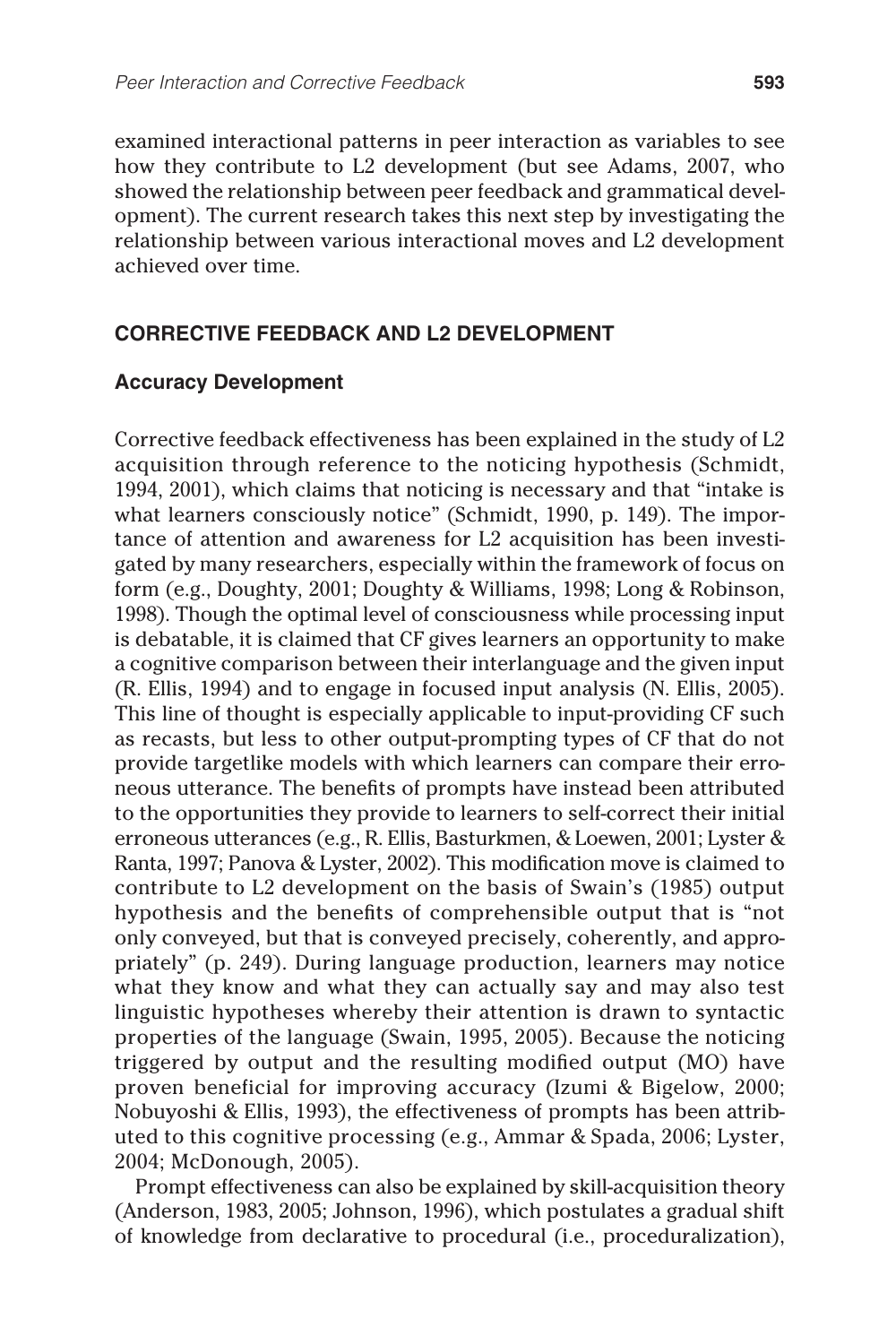examined interactional patterns in peer interaction as variables to see how they contribute to L2 development (but see Adams, 2007, who showed the relationship between peer feedback and grammatical development). The current research takes this next step by investigating the relationship between various interactional moves and L2 development achieved over time.

## CORRECTIVE FEEDBACK AND L2 DEVELOPMENT

### Accuracy Development

Corrective feedback effectiveness has been explained in the study of L2 acquisition through reference to the noticing hypothesis (Schmidt, 1994, 2001), which claims that noticing is necessary and that "intake is what learners consciously notice" (Schmidt, 1990, p. 149). The importance of attention and awareness for L2 acquisition has been investigated by many researchers, especially within the framework of focus on form (e.g., Doughty, 2001; Doughty & Williams, 1998; Long & Robinson, 1998). Though the optimal level of consciousness while processing input is debatable, it is claimed that CF gives learners an opportunity to make a cognitive comparison between their interlanguage and the given input (R. Ellis, 1994) and to engage in focused input analysis (N. Ellis, 2005). This line of thought is especially applicable to input-providing CF such as recasts, but less to other output-prompting types of CF that do not provide targetlike models with which learners can compare their erroneous utterance. The benefits of prompts have instead been attributed to the opportunities they provide to learners to self-correct their initial erroneous utterances (e.g., R. Ellis, Basturkmen, & Loewen, 2001; Lyster & Ranta, 1997; Panova & Lyster, 2002). This modification move is claimed to contribute to L2 development on the basis of Swain's (1985) output hypothesis and the benefits of comprehensible output that is "not only conveyed, but that is conveyed precisely, coherently, and appropriately" (p. 249). During language production, learners may notice what they know and what they can actually say and may also test linguistic hypotheses whereby their attention is drawn to syntactic properties of the language (Swain, 1995, 2005). Because the noticing triggered by output and the resulting modified output (MO) have proven beneficial for improving accuracy (Izumi & Bigelow, 2000; Nobuyoshi & Ellis, 1993), the effectiveness of prompts has been attributed to this cognitive processing (e.g., Ammar & Spada, 2006; Lyster, 2004; McDonough, 2005).

Prompt effectiveness can also be explained by skill-acquisition theory (Anderson, 1983, 2005; Johnson, 1996), which postulates a gradual shift of knowledge from declarative to procedural (i.e., proceduralization),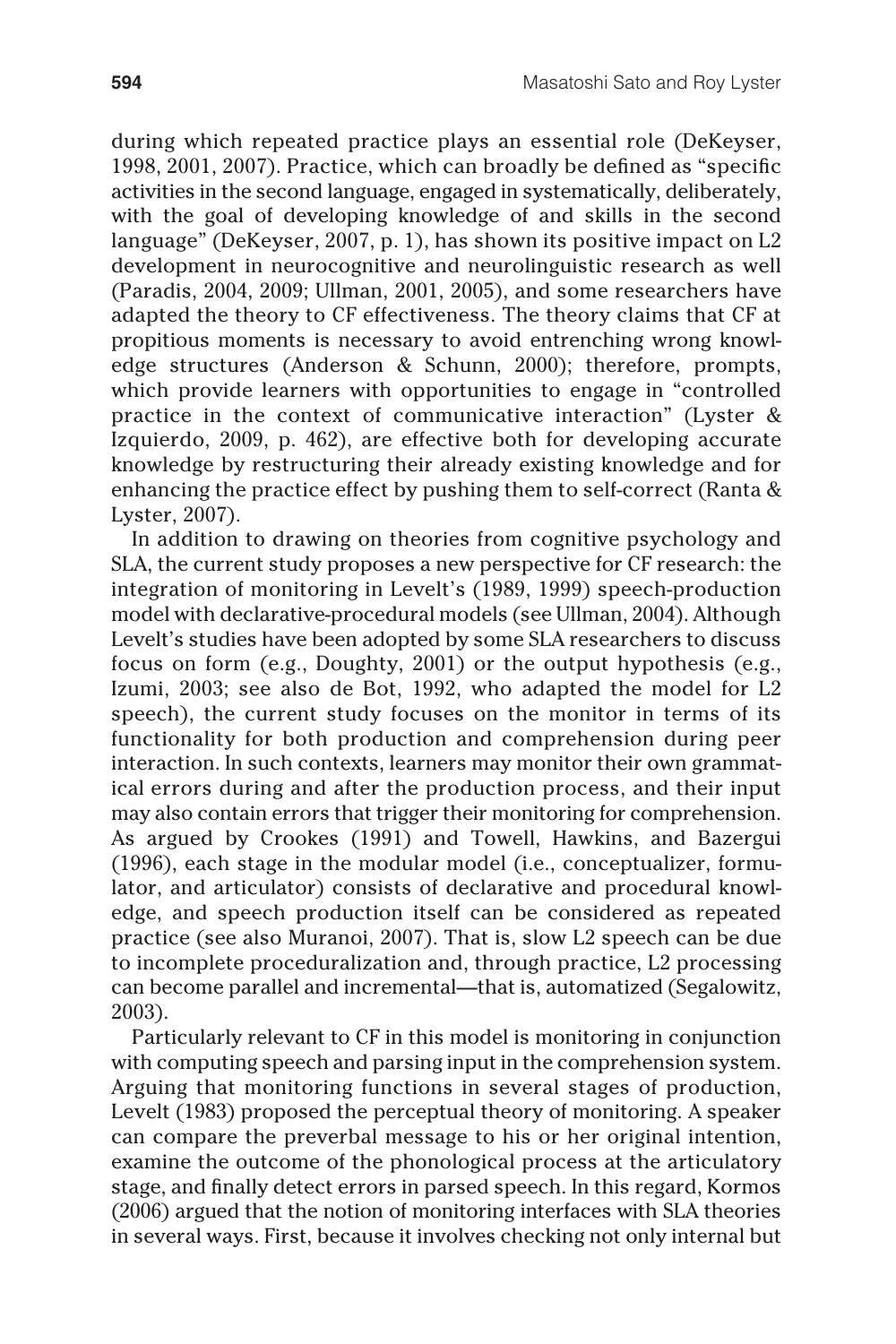during which repeated practice plays an essential role (DeKeyser, 1998, 2001, 2007). Practice, which can broadly be defined as "specific activities in the second language, engaged in systematically, deliberately, with the goal of developing knowledge of and skills in the second language" (DeKeyser, 2007, p. 1), has shown its positive impact on L2 development in neurocognitive and neurolinguistic research as well (Paradis, 2004, 2009; Ullman, 2001, 2005), and some researchers have adapted the theory to CF effectiveness. The theory claims that CF at propitious moments is necessary to avoid entrenching wrong knowledge structures (Anderson & Schunn, 2000); therefore, prompts, which provide learners with opportunities to engage in "controlled practice in the context of communicative interaction" (Lyster & Izquierdo, 2009, p. 462), are effective both for developing accurate knowledge by restructuring their already existing knowledge and for enhancing the practice effect by pushing them to self-correct (Ranta & Lyster, 2007).

In addition to drawing on theories from cognitive psychology and SLA, the current study proposes a new perspective for CF research: the integration of monitoring in Levelt's (1989, 1999) speech-production model with declarative-procedural models (see Ullman, 2004). Although Levelt's studies have been adopted by some SLA researchers to discuss focus on form (e.g., Doughty, 2001) or the output hypothesis (e.g., Izumi, 2003; see also de Bot, 1992, who adapted the model for L2 speech), the current study focuses on the monitor in terms of its functionality for both production and comprehension during peer interaction. In such contexts, learners may monitor their own grammatical errors during and after the production process, and their input may also contain errors that trigger their monitoring for comprehension. As argued by Crookes (1991) and Towell, Hawkins, and Bazergui (1996), each stage in the modular model (i.e., conceptualizer, formulator, and articulator) consists of declarative and procedural knowledge, and speech production itself can be considered as repeated practice (see also Muranoi, 2007). That is, slow L2 speech can be due to incomplete proceduralization and, through practice, L2 processing can become parallel and incremental—that is, automatized (Segalowitz, 2003).

Particularly relevant to CF in this model is monitoring in conjunction with computing speech and parsing input in the comprehension system. Arguing that monitoring functions in several stages of production, Levelt (1983) proposed the perceptual theory of monitoring. A speaker can compare the preverbal message to his or her original intention, examine the outcome of the phonological process at the articulatory stage, and finally detect errors in parsed speech. In this regard, Kormos (2006) argued that the notion of monitoring interfaces with SLA theories in several ways. First, because it involves checking not only internal but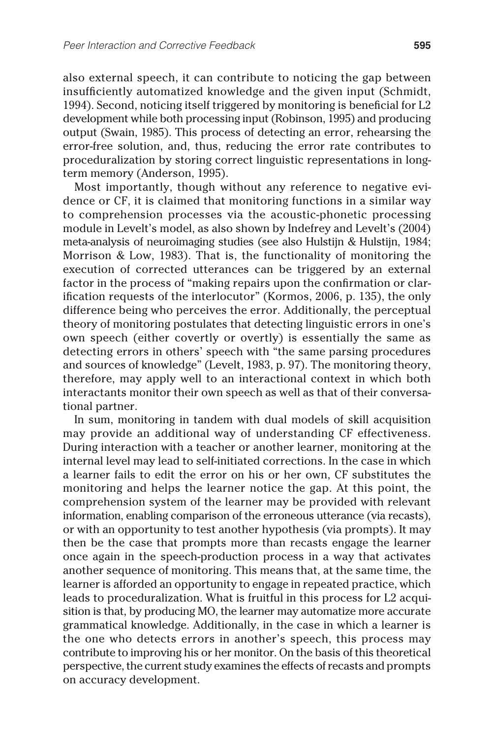also external speech, it can contribute to noticing the gap between insufficiently automatized knowledge and the given input (Schmidt, 1994). Second, noticing itself triggered by monitoring is beneficial for L2 development while both processing input (Robinson, 1995) and producing output (Swain, 1985). This process of detecting an error, rehearsing the error-free solution, and, thus, reducing the error rate contributes to proceduralization by storing correct linguistic representations in long-term memory (Anderson, 1995).

Most importantly, though without any reference to negative evidence or CF, it is claimed that monitoring functions in a similar way to comprehension processes via the acoustic-phonetic processing module in Levelt's model, as also shown by Indefrey and Levelt's (2004) meta-analysis of neuroimaging studies (see also Hulstijn & Hulstijn, 1984; Morrison & Low, 1983). That is, the functionality of monitoring the execution of corrected utterances can be triggered by an external factor in the process of "making repairs upon the confirmation or clarification requests of the interlocutor" (Kormos, 2006, p. 135), the only difference being who perceives the error. Additionally, the perceptual theory of monitoring postulates that detecting linguistic errors in one's own speech (either covertly or overtly) is essentially the same as detecting errors in others' speech with "the same parsing procedures and sources of knowledge" (Levelt, 1983, p. 97). The monitoring theory, therefore, may apply well to an interactional context in which both interactants monitor their own speech as well as that of their conversational partner.

In sum, monitoring in tandem with dual models of skill acquisition may provide an additional way of understanding CF effectiveness. During interaction with a teacher or another learner, monitoring at the internal level may lead to self-initiated corrections. In the case in which a learner fails to edit the error on his or her own, CF substitutes the monitoring and helps the learner notice the gap. At this point, the comprehension system of the learner may be provided with relevant information, enabling comparison of the erroneous utterance (via recasts), or with an opportunity to test another hypothesis (via prompts). It may then be the case that prompts more than recasts engage the learner once again in the speech-production process in a way that activates another sequence of monitoring. This means that, at the same time, the learner is afforded an opportunity to engage in repeated practice, which leads to proceduralization. What is fruitful in this process for L2 acquisition is that, by producing MO, the learner may automatize more accurate grammatical knowledge. Additionally, in the case in which a learner is the one who detects errors in another's speech, this process may contribute to improving his or her monitor. On the basis of this theoretical perspective, the current study examines the effects of recasts and prompts on accuracy development.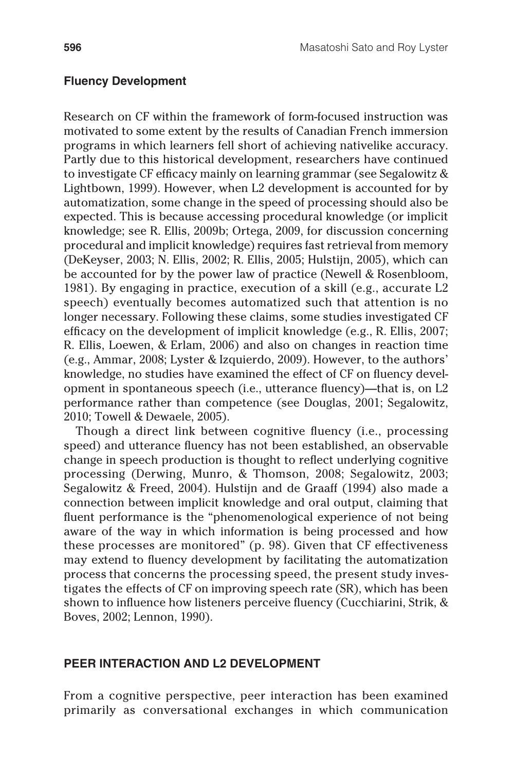### Fluency Development

Research on CF within the framework of form-focused instruction was motivated to some extent by the results of Canadian French immersion programs in which learners fell short of achieving nativelike accuracy. Partly due to this historical development, researchers have continued to investigate CF efficacy mainly on learning grammar (see Segalowitz & Lightbown, 1999). However, when L2 development is accounted for by automatization, some change in the speed of processing should also be expected. This is because accessing procedural knowledge (or implicit knowledge; see R. Ellis, 2009b; Ortega, 2009, for discussion concerning procedural and implicit knowledge) requires fast retrieval from memory (DeKeyser, 2003; N. Ellis, 2002; R. Ellis, 2005; Hulstijn, 2005), which can be accounted for by the power law of practice (Newell & Rosenbloom, 1981). By engaging in practice, execution of a skill (e.g., accurate L2 speech) eventually becomes automatized such that attention is no longer necessary. Following these claims, some studies investigated CF efficacy on the development of implicit knowledge (e.g., R. Ellis, 2007; R. Ellis, Loewen, & Erlam, 2006) and also on changes in reaction time (e.g., Ammar, 2008; Lyster & Izquierdo, 2009). However, to the authors' knowledge, no studies have examined the effect of CF on fluency development in spontaneous speech (i.e., utterance fluency)—that is, on L2 performance rather than competence (see Douglas, 2001; Segalowitz, 2010; Towell & Dewaele, 2005).

Though a direct link between cognitive fluency (i.e., processing speed) and utterance fluency has not been established, an observable change in speech production is thought to reflect underlying cognitive processing (Derwing, Munro, & Thomson, 2008; Segalowitz, 2003; Segalowitz & Freed, 2004). Hulstijn and de Graaff (1994) also made a connection between implicit knowledge and oral output, claiming that fluent performance is the "phenomenological experience of not being aware of the way in which information is being processed and how these processes are monitored" (p. 98). Given that CF effectiveness may extend to fluency development by facilitating the automatization process that concerns the processing speed, the present study investigates the effects of CF on improving speech rate (SR), which has been shown to influence how listeners perceive fluency (Cucchiarini, Strik, & Boves, 2002; Lennon, 1990).

## PEER INTERACTION AND L2 DEVELOPMENT

From a cognitive perspective, peer interaction has been examined primarily as conversational exchanges in which communication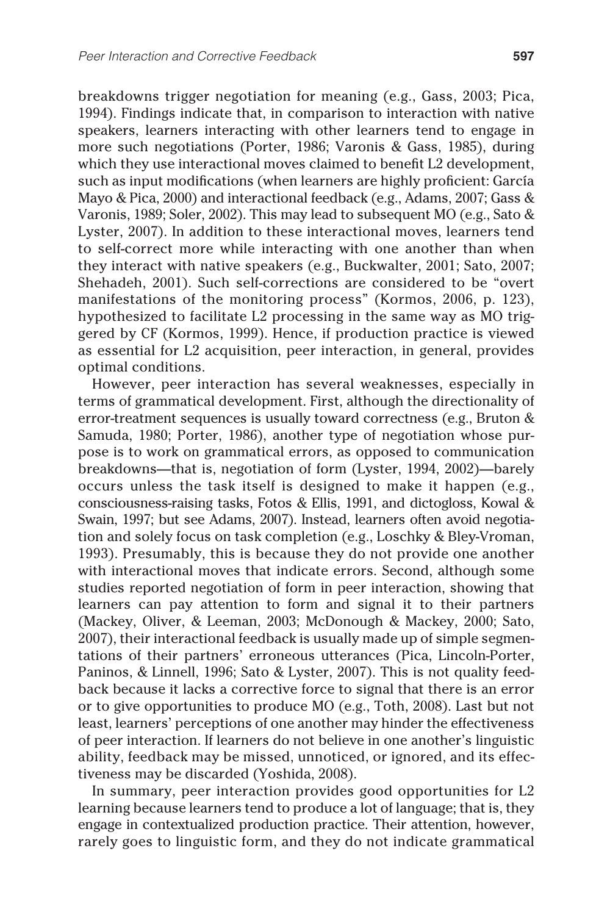breakdowns trigger negotiation for meaning (e.g., Gass, 2003; Pica, 1994). Findings indicate that, in comparison to interaction with native speakers, learners interacting with other learners tend to engage in more such negotiations (Porter, 1986; Varonis & Gass, 1985), during which they use interactional moves claimed to benefit L2 development, such as input modifications (when learners are highly proficient: García Mayo & Pica, 2000) and interactional feedback (e.g., Adams, 2007; Gass & Varonis, 1989; Soler, 2002). This may lead to subsequent MO (e.g., Sato & Lyster, 2007). In addition to these interactional moves, learners tend to self-correct more while interacting with one another than when they interact with native speakers (e.g., Buckwalter, 2001; Sato, 2007; Shehadeh, 2001). Such self-corrections are considered to be "overt manifestations of the monitoring process" (Kormos, 2006, p. 123), hypothesized to facilitate L2 processing in the same way as MO triggered by CF (Kormos, 1999). Hence, if production practice is viewed as essential for L2 acquisition, peer interaction, in general, provides optimal conditions.

However, peer interaction has several weaknesses, especially in terms of grammatical development. First, although the directionality of error-treatment sequences is usually toward correctness (e.g., Bruton & Samuda, 1980; Porter, 1986), another type of negotiation whose purpose is to work on grammatical errors, as opposed to communication breakdowns—that is, negotiation of form (Lyster, 1994, 2002)—barely occurs unless the task itself is designed to make it happen (e.g., consciousness-raising tasks, Fotos & Ellis, 1991, and dictogloss, Kowal & Swain, 1997; but see Adams, 2007). Instead, learners often avoid negotiation and solely focus on task completion (e.g., Loschky & Bley-Vroman, 1993). Presumably, this is because they do not provide one another with interactional moves that indicate errors. Second, although some studies reported negotiation of form in peer interaction, showing that learners can pay attention to form and signal it to their partners (Mackey, Oliver, & Leeman, 2003; McDonough & Mackey, 2000; Sato, 2007), their interactional feedback is usually made up of simple segmentations of their partners' erroneous utterances (Pica, Lincoln-Porter, Paninos, & Linnell, 1996; Sato & Lyster, 2007). This is not quality feedback because it lacks a corrective force to signal that there is an error or to give opportunities to produce MO (e.g., Toth, 2008). Last but not least, learners' perceptions of one another may hinder the effectiveness of peer interaction. If learners do not believe in one another's linguistic ability, feedback may be missed, unnoticed, or ignored, and its effectiveness may be discarded (Yoshida, 2008).

In summary, peer interaction provides good opportunities for L2 learning because learners tend to produce a lot of language; that is, they engage in contextualized production practice. Their attention, however, rarely goes to linguistic form, and they do not indicate grammatical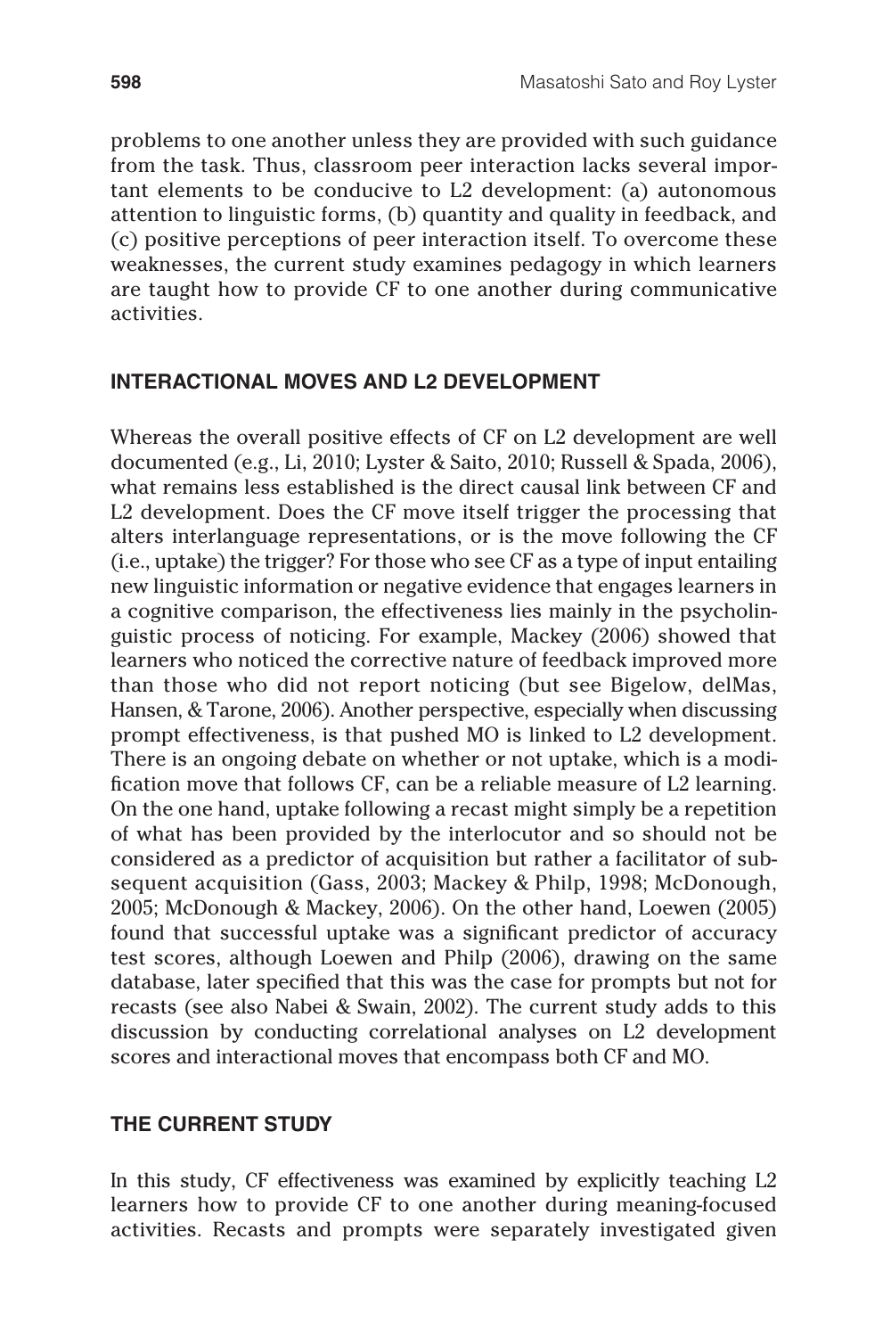problems to one another unless they are provided with such guidance from the task. Thus, classroom peer interaction lacks several important elements to be conducive to L2 development: (a) autonomous attention to linguistic forms, (b) quantity and quality in feedback, and (c) positive perceptions of peer interaction itself. To overcome these weaknesses, the current study examines pedagogy in which learners are taught how to provide CF to one another during communicative activities.

## INTERACTIONAL MOVES AND L2 DEVELOPMENT

Whereas the overall positive effects of CF on L2 development are well documented (e.g., Li, 2010; Lyster & Saito, 2010; Russell & Spada, 2006), what remains less established is the direct causal link between CF and L2 development. Does the CF move itself trigger the processing that alters interlanguage representations, or is the move following the CF (i.e., uptake) the trigger? For those who see CF as a type of input entailing new linguistic information or negative evidence that engages learners in a cognitive comparison, the effectiveness lies mainly in the psycholinguistic process of noticing. For example, Mackey (2006) showed that learners who noticed the corrective nature of feedback improved more than those who did not report noticing (but see Bigelow, delMas, Hansen, & Tarone, 2006). Another perspective, especially when discussing prompt effectiveness, is that pushed MO is linked to L2 development. There is an ongoing debate on whether or not uptake, which is a modification move that follows CF, can be a reliable measure of L2 learning. On the one hand, uptake following a recast might simply be a repetition of what has been provided by the interlocutor and so should not be considered as a predictor of acquisition but rather a facilitator of subsequent acquisition (Gass, 2003; Mackey & Philp, 1998; McDonough, 2005; McDonough & Mackey, 2006). On the other hand, Loewen (2005) found that successful uptake was a significant predictor of accuracy test scores, although Loewen and Philp (2006), drawing on the same database, later specified that this was the case for prompts but not for recasts (see also Nabei & Swain, 2002). The current study adds to this discussion by conducting correlational analyses on L2 development scores and interactional moves that encompass both CF and MO.

## THE CURRENT STUDY

In this study, CF effectiveness was examined by explicitly teaching L2 learners how to provide CF to one another during meaning-focused activities. Recasts and prompts were separately investigated given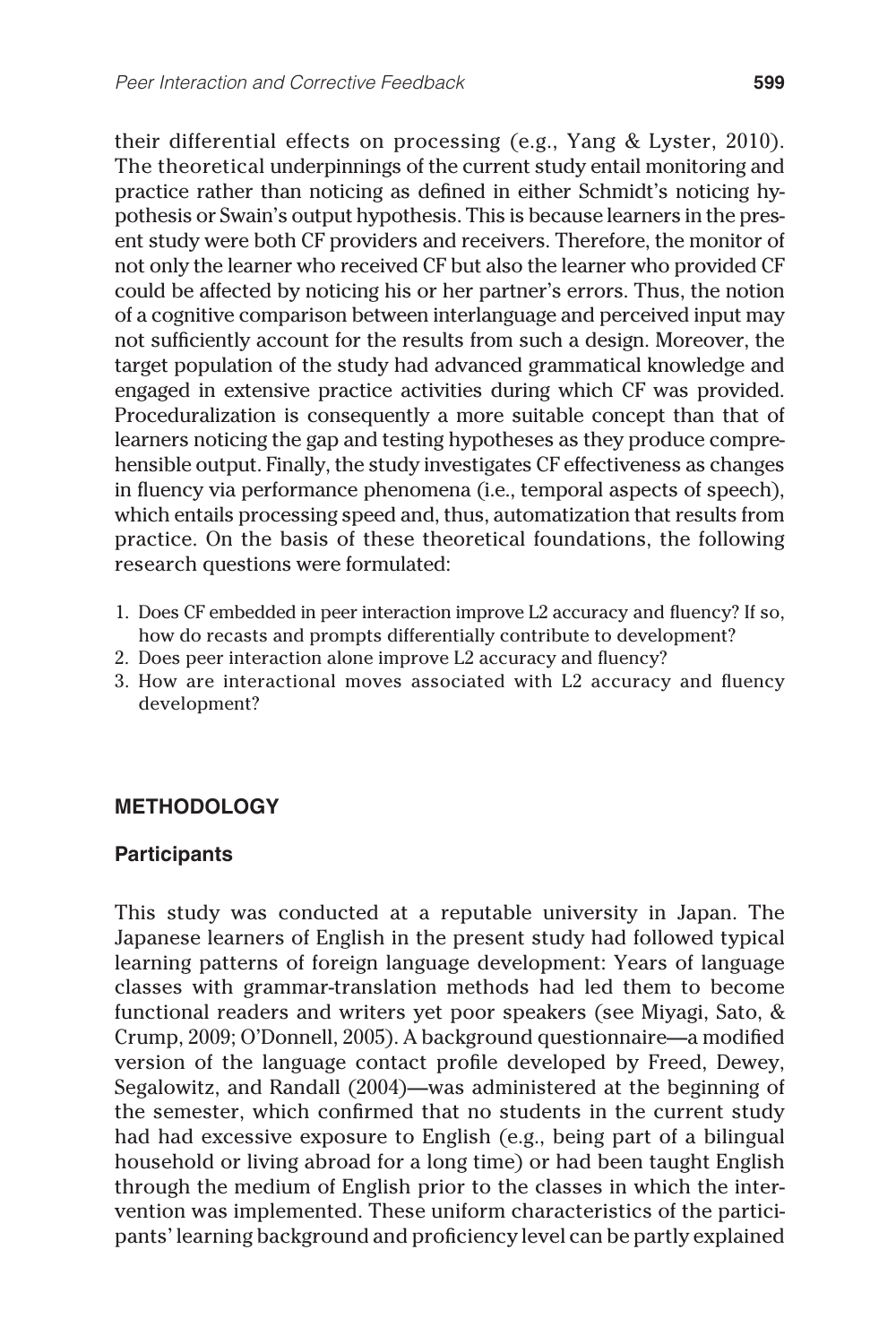their differential effects on processing (e.g., Yang & Lyster, 2010). The theoretical underpinnings of the current study entail monitoring and practice rather than noticing as defined in either Schmidt's noticing hypothesis or Swain's output hypothesis. This is because learners in the present study were both CF providers and receivers. Therefore, the monitor of not only the learner who received CF but also the learner who provided CF could be affected by noticing his or her partner's errors. Thus, the notion of a cognitive comparison between interlanguage and perceived input may not sufficiently account for the results from such a design. Moreover, the target population of the study had advanced grammatical knowledge and engaged in extensive practice activities during which CF was provided. Proceduralization is consequently a more suitable concept than that of learners noticing the gap and testing hypotheses as they produce comprehensible output. Finally, the study investigates CF effectiveness as changes in fluency via performance phenomena (i.e., temporal aspects of speech), which entails processing speed and, thus, automatization that results from practice. On the basis of these theoretical foundations, the following research questions were formulated:

1. Does CF embedded in peer interaction improve L2 accuracy and fluency? If so, how do recasts and prompts differentially contribute to development?
2. Does peer interaction alone improve L2 accuracy and fluency?
3. How are interactional moves associated with L2 accuracy and fluency development?

## METHODOLOGY

### Participants

This study was conducted at a reputable university in Japan. The Japanese learners of English in the present study had followed typical learning patterns of foreign language development: Years of language classes with grammar-translation methods had led them to become functional readers and writers yet poor speakers (see Miyagi, Sato, & Crump, 2009; O'Donnell, 2005). A background questionnaire—a modified version of the language contact profile developed by Freed, Dewey, Segalowitz, and Randall (2004)—was administered at the beginning of the semester, which confirmed that no students in the current study had had excessive exposure to English (e.g., being part of a bilingual household or living abroad for a long time) or had been taught English through the medium of English prior to the classes in which the intervention was implemented. These uniform characteristics of the participants' learning background and proficiency level can be partly explained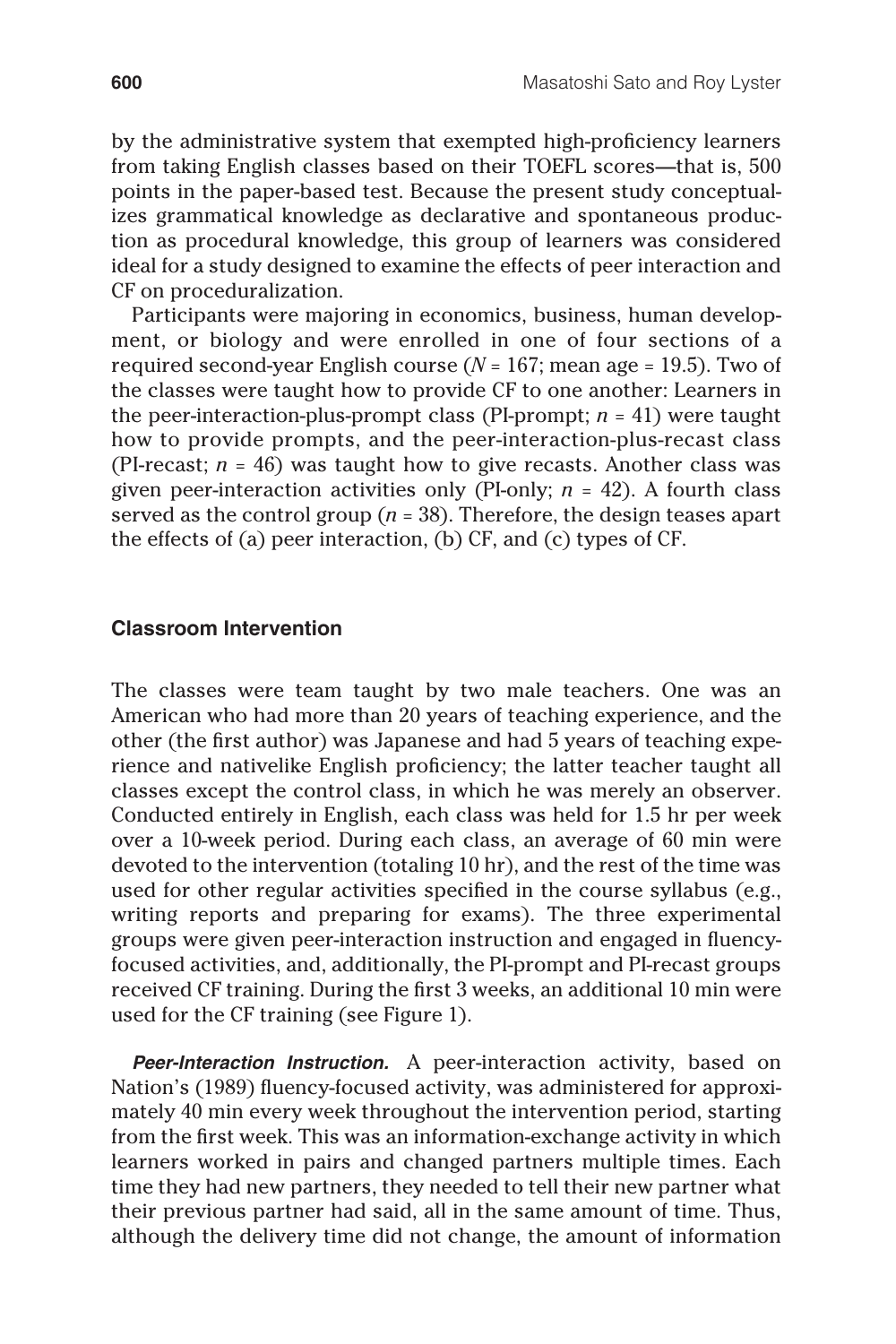by the administrative system that exempted high-proficiency learners from taking English classes based on their TOEFL scores—that is, 500 points in the paper-based test. Because the present study conceptualizes grammatical knowledge as declarative and spontaneous production as procedural knowledge, this group of learners was considered ideal for a study designed to examine the effects of peer interaction and CF on proceduralization.

Participants were majoring in economics, business, human development, or biology and were enrolled in one of four sections of a required second-year English course ($N$ = 167; mean age = 19.5). Two of the classes were taught how to provide CF to one another: Learners in the peer-interaction-plus-prompt class (PI-prompt; $n$ = 41) were taught how to provide prompts, and the peer-interaction-plus-recast class (PI-recast; $n$ = 46) was taught how to give recasts. Another class was given peer-interaction activities only (PI-only; $n$ = 42). A fourth class served as the control group ($n$ = 38). Therefore, the design teases apart the effects of (a) peer interaction, (b) CF, and (c) types of CF.

### Classroom Intervention

The classes were team taught by two male teachers. One was an American who had more than 20 years of teaching experience, and the other (the first author) was Japanese and had 5 years of teaching experience and nativelike English proficiency; the latter teacher taught all classes except the control class, in which he was merely an observer. Conducted entirely in English, each class was held for 1.5 hr per week over a 10-week period. During each class, an average of 60 min were devoted to the intervention (totaling 10 hr), and the rest of the time was used for other regular activities specified in the course syllabus (e.g., writing reports and preparing for exams). The three experimental groups were given peer-interaction instruction and engaged in fluency-focused activities, and, additionally, the PI-prompt and PI-recast groups received CF training. During the first 3 weeks, an additional 10 min were used for the CF training (see Figure 1).

***Peer-Interaction Instruction.*** A peer-interaction activity, based on Nation's (1989) fluency-focused activity, was administered for approximately 40 min every week throughout the intervention period, starting from the first week. This was an information-exchange activity in which learners worked in pairs and changed partners multiple times. Each time they had new partners, they needed to tell their new partner what their previous partner had said, all in the same amount of time. Thus, although the delivery time did not change, the amount of information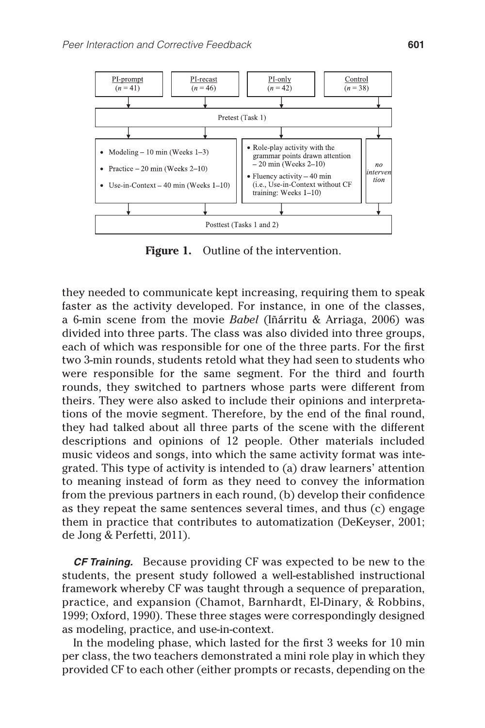PI-prompt ($n = 41$) | PI-recast ($n = 46$) | PI-only ($n = 42$) | Control ($n = 38$)

Pretest (Task 1)

- Modeling – 10 min (Weeks 1–3)
- Practice – 20 min (Weeks 2–10)
- Use-in-Context – 40 min (Weeks 1–10)

- Role-play activity with the grammar points drawn attention – 20 min (Weeks 2–10)
- Fluency activity – 40 min (i.e., Use-in-Context without CF training: Weeks 1–10)

*no intervention*

Posttest (Tasks 1 and 2)

**Figure 1.** Outline of the intervention.

they needed to communicate kept increasing, requiring them to speak faster as the activity developed. For instance, in one of the classes, a 6-min scene from the movie *Babel* (Iñárritu & Arriaga, 2006) was divided into three parts. The class was also divided into three groups, each of which was responsible for one of the three parts. For the first two 3-min rounds, students retold what they had seen to students who were responsible for the same segment. For the third and fourth rounds, they switched to partners whose parts were different from theirs. They were also asked to include their opinions and interpretations of the movie segment. Therefore, by the end of the final round, they had talked about all three parts of the scene with the different descriptions and opinions of 12 people. Other materials included music videos and songs, into which the same activity format was integrated. This type of activity is intended to (a) draw learners' attention to meaning instead of form as they need to convey the information from the previous partners in each round, (b) develop their confidence as they repeat the same sentences several times, and thus (c) engage them in practice that contributes to automatization (DeKeyser, 2001; de Jong & Perfetti, 2011).

***CF Training.*** Because providing CF was expected to be new to the students, the present study followed a well-established instructional framework whereby CF was taught through a sequence of preparation, practice, and expansion (Chamot, Barnhardt, El-Dinary, & Robbins, 1999; Oxford, 1990). These three stages were correspondingly designed as modeling, practice, and use-in-context.

In the modeling phase, which lasted for the first 3 weeks for 10 min per class, the two teachers demonstrated a mini role play in which they provided CF to each other (either prompts or recasts, depending on the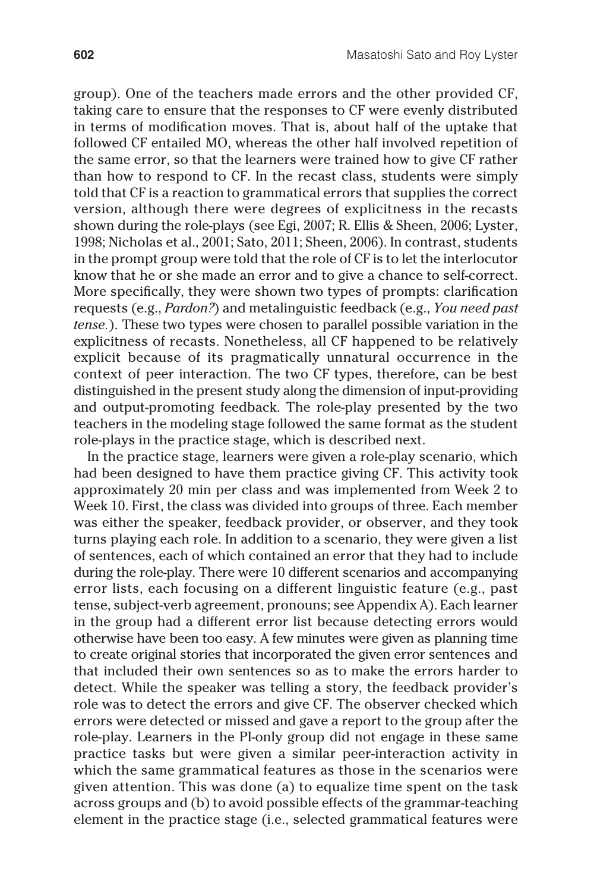group). One of the teachers made errors and the other provided CF, taking care to ensure that the responses to CF were evenly distributed in terms of modification moves. That is, about half of the uptake that followed CF entailed MO, whereas the other half involved repetition of the same error, so that the learners were trained how to give CF rather than how to respond to CF. In the recast class, students were simply told that CF is a reaction to grammatical errors that supplies the correct version, although there were degrees of explicitness in the recasts shown during the role-plays (see Egi, 2007; R. Ellis & Sheen, 2006; Lyster, 1998; Nicholas et al., 2001; Sato, 2011; Sheen, 2006). In contrast, students in the prompt group were told that the role of CF is to let the interlocutor know that he or she made an error and to give a chance to self-correct. More specifically, they were shown two types of prompts: clarification requests (e.g., *Pardon?*) and metalinguistic feedback (e.g., *You need past tense.*). These two types were chosen to parallel possible variation in the explicitness of recasts. Nonetheless, all CF happened to be relatively explicit because of its pragmatically unnatural occurrence in the context of peer interaction. The two CF types, therefore, can be best distinguished in the present study along the dimension of input-providing and output-promoting feedback. The role-play presented by the two teachers in the modeling stage followed the same format as the student role-plays in the practice stage, which is described next.

In the practice stage, learners were given a role-play scenario, which had been designed to have them practice giving CF. This activity took approximately 20 min per class and was implemented from Week 2 to Week 10. First, the class was divided into groups of three. Each member was either the speaker, feedback provider, or observer, and they took turns playing each role. In addition to a scenario, they were given a list of sentences, each of which contained an error that they had to include during the role-play. There were 10 different scenarios and accompanying error lists, each focusing on a different linguistic feature (e.g., past tense, subject-verb agreement, pronouns; see Appendix A). Each learner in the group had a different error list because detecting errors would otherwise have been too easy. A few minutes were given as planning time to create original stories that incorporated the given error sentences and that included their own sentences so as to make the errors harder to detect. While the speaker was telling a story, the feedback provider's role was to detect the errors and give CF. The observer checked which errors were detected or missed and gave a report to the group after the role-play. Learners in the PI-only group did not engage in these same practice tasks but were given a similar peer-interaction activity in which the same grammatical features as those in the scenarios were given attention. This was done (a) to equalize time spent on the task across groups and (b) to avoid possible effects of the grammar-teaching element in the practice stage (i.e., selected grammatical features were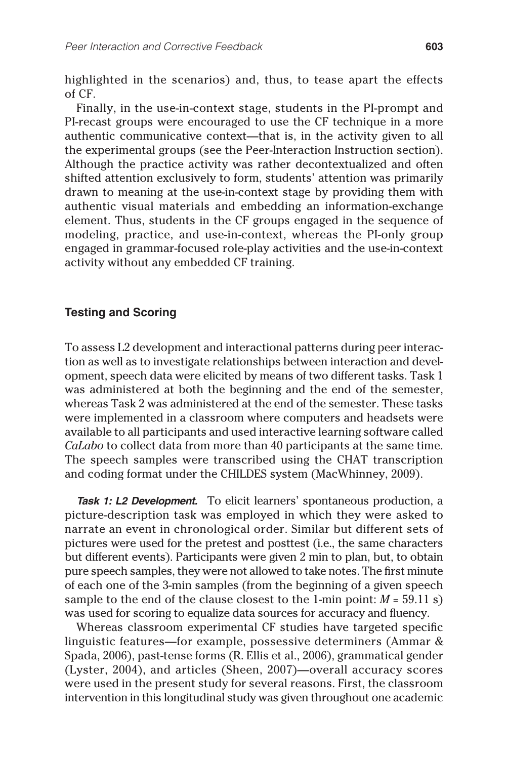highlighted in the scenarios) and, thus, to tease apart the effects of CF.

Finally, in the use-in-context stage, students in the PI-prompt and PI-recast groups were encouraged to use the CF technique in a more authentic communicative context—that is, in the activity given to all the experimental groups (see the Peer-Interaction Instruction section). Although the practice activity was rather decontextualized and often shifted attention exclusively to form, students' attention was primarily drawn to meaning at the use-in-context stage by providing them with authentic visual materials and embedding an information-exchange element. Thus, students in the CF groups engaged in the sequence of modeling, practice, and use-in-context, whereas the PI-only group engaged in grammar-focused role-play activities and the use-in-context activity without any embedded CF training.

### Testing and Scoring

To assess L2 development and interactional patterns during peer interaction as well as to investigate relationships between interaction and development, speech data were elicited by means of two different tasks. Task 1 was administered at both the beginning and the end of the semester, whereas Task 2 was administered at the end of the semester. These tasks were implemented in a classroom where computers and headsets were available to all participants and used interactive learning software called *CaLabo* to collect data from more than 40 participants at the same time. The speech samples were transcribed using the CHAT transcription and coding format under the CHILDES system (MacWhinney, 2009).

***Task 1: L2 Development.*** To elicit learners' spontaneous production, a picture-description task was employed in which they were asked to narrate an event in chronological order. Similar but different sets of pictures were used for the pretest and posttest (i.e., the same characters but different events). Participants were given 2 min to plan, but, to obtain pure speech samples, they were not allowed to take notes. The first minute of each one of the 3-min samples (from the beginning of a given speech sample to the end of the clause closest to the 1-min point: $M = 59.11$ s) was used for scoring to equalize data sources for accuracy and fluency.

Whereas classroom experimental CF studies have targeted specific linguistic features—for example, possessive determiners (Ammar & Spada, 2006), past-tense forms (R. Ellis et al., 2006), grammatical gender (Lyster, 2004), and articles (Sheen, 2007)—overall accuracy scores were used in the present study for several reasons. First, the classroom intervention in this longitudinal study was given throughout one academic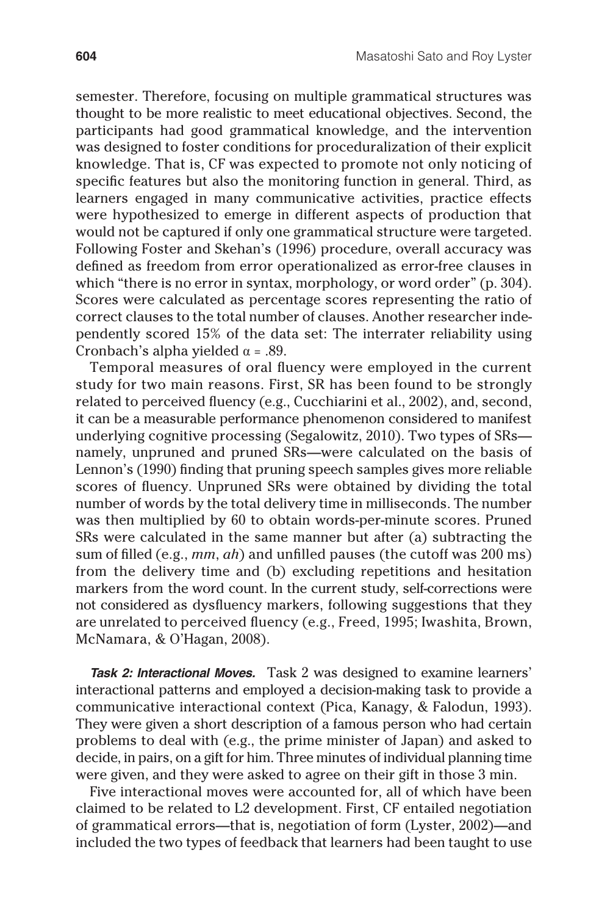semester. Therefore, focusing on multiple grammatical structures was thought to be more realistic to meet educational objectives. Second, the participants had good grammatical knowledge, and the intervention was designed to foster conditions for proceduralization of their explicit knowledge. That is, CF was expected to promote not only noticing of specific features but also the monitoring function in general. Third, as learners engaged in many communicative activities, practice effects were hypothesized to emerge in different aspects of production that would not be captured if only one grammatical structure were targeted. Following Foster and Skehan's (1996) procedure, overall accuracy was defined as freedom from error operationalized as error-free clauses in which "there is no error in syntax, morphology, or word order" (p. 304). Scores were calculated as percentage scores representing the ratio of correct clauses to the total number of clauses. Another researcher independently scored 15% of the data set: The interrater reliability using Cronbach's alpha yielded $\alpha = .89$.

Temporal measures of oral fluency were employed in the current study for two main reasons. First, SR has been found to be strongly related to perceived fluency (e.g., Cucchiarini et al., 2002), and, second, it can be a measurable performance phenomenon considered to manifest underlying cognitive processing (Segalowitz, 2010). Two types of SRs—namely, unpruned and pruned SRs—were calculated on the basis of Lennon's (1990) finding that pruning speech samples gives more reliable scores of fluency. Unpruned SRs were obtained by dividing the total number of words by the total delivery time in milliseconds. The number was then multiplied by 60 to obtain words-per-minute scores. Pruned SRs were calculated in the same manner but after (a) subtracting the sum of filled (e.g., *mm*, *ah*) and unfilled pauses (the cutoff was 200 ms) from the delivery time and (b) excluding repetitions and hesitation markers from the word count. In the current study, self-corrections were not considered as dysfluency markers, following suggestions that they are unrelated to perceived fluency (e.g., Freed, 1995; Iwashita, Brown, McNamara, & O'Hagan, 2008).

***Task 2: Interactional Moves.*** Task 2 was designed to examine learners' interactional patterns and employed a decision-making task to provide a communicative interactional context (Pica, Kanagy, & Falodun, 1993). They were given a short description of a famous person who had certain problems to deal with (e.g., the prime minister of Japan) and asked to decide, in pairs, on a gift for him. Three minutes of individual planning time were given, and they were asked to agree on their gift in those 3 min.

Five interactional moves were accounted for, all of which have been claimed to be related to L2 development. First, CF entailed negotiation of grammatical errors—that is, negotiation of form (Lyster, 2002)—and included the two types of feedback that learners had been taught to use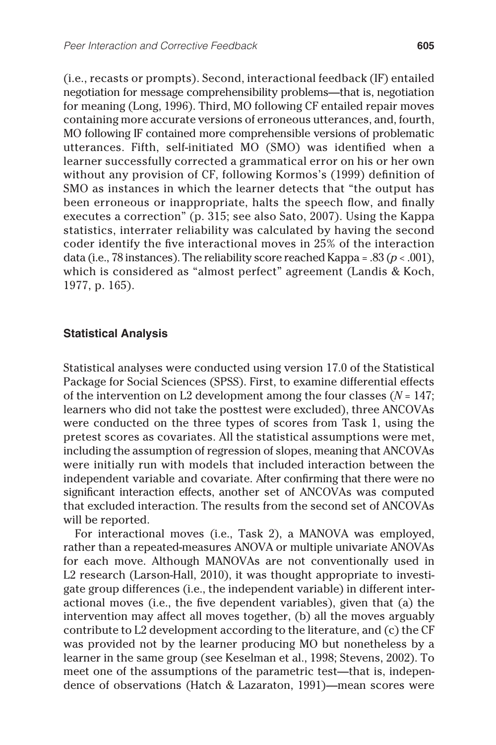(i.e., recasts or prompts). Second, interactional feedback (IF) entailed negotiation for message comprehensibility problems—that is, negotiation for meaning (Long, 1996). Third, MO following CF entailed repair moves containing more accurate versions of erroneous utterances, and, fourth, MO following IF contained more comprehensible versions of problematic utterances. Fifth, self-initiated MO (SMO) was identified when a learner successfully corrected a grammatical error on his or her own without any provision of CF, following Kormos's (1999) definition of SMO as instances in which the learner detects that "the output has been erroneous or inappropriate, halts the speech flow, and finally executes a correction" (p. 315; see also Sato, 2007). Using the Kappa statistics, interrater reliability was calculated by having the second coder identify the five interactional moves in 25% of the interaction data (i.e., 78 instances). The reliability score reached Kappa = .83 ($p < .001$), which is considered as "almost perfect" agreement (Landis & Koch, 1977, p. 165).

### Statistical Analysis

Statistical analyses were conducted using version 17.0 of the Statistical Package for Social Sciences (SPSS). First, to examine differential effects of the intervention on L2 development among the four classes ($N = 147$; learners who did not take the posttest were excluded), three ANCOVAs were conducted on the three types of scores from Task 1, using the pretest scores as covariates. All the statistical assumptions were met, including the assumption of regression of slopes, meaning that ANCOVAs were initially run with models that included interaction between the independent variable and covariate. After confirming that there were no significant interaction effects, another set of ANCOVAs was computed that excluded interaction. The results from the second set of ANCOVAs will be reported.

For interactional moves (i.e., Task 2), a MANOVA was employed, rather than a repeated-measures ANOVA or multiple univariate ANOVAs for each move. Although MANOVAs are not conventionally used in L2 research (Larson-Hall, 2010), it was thought appropriate to investigate group differences (i.e., the independent variable) in different interactional moves (i.e., the five dependent variables), given that (a) the intervention may affect all moves together, (b) all the moves arguably contribute to L2 development according to the literature, and (c) the CF was provided not by the learner producing MO but nonetheless by a learner in the same group (see Keselman et al., 1998; Stevens, 2002). To meet one of the assumptions of the parametric test—that is, independence of observations (Hatch & Lazaraton, 1991)—mean scores were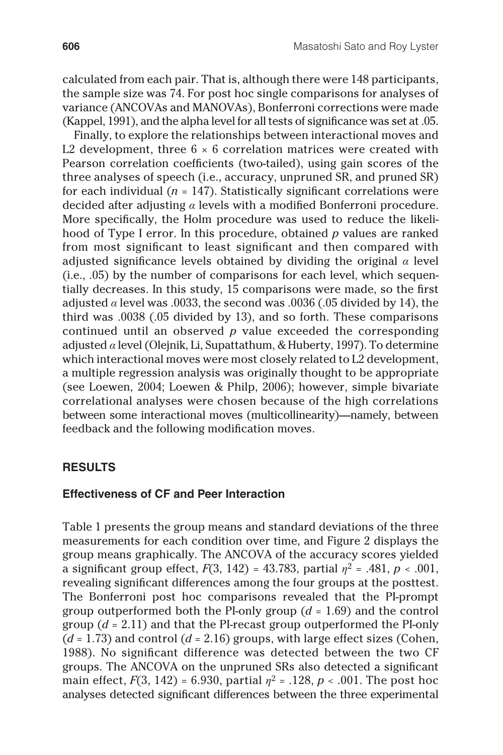calculated from each pair. That is, although there were 148 participants, the sample size was 74. For post hoc single comparisons for analyses of variance (ANCOVAs and MANOVAs), Bonferroni corrections were made (Kappel, 1991), and the alpha level for all tests of significance was set at .05.

Finally, to explore the relationships between interactional moves and L2 development, three $6 \times 6$ correlation matrices were created with Pearson correlation coefficients (two-tailed), using gain scores of the three analyses of speech (i.e., accuracy, unpruned SR, and pruned SR) for each individual ($n = 147$). Statistically significant correlations were decided after adjusting $\alpha$ levels with a modified Bonferroni procedure. More specifically, the Holm procedure was used to reduce the likelihood of Type I error. In this procedure, obtained $p$ values are ranked from most significant to least significant and then compared with adjusted significance levels obtained by dividing the original $\alpha$ level (i.e., .05) by the number of comparisons for each level, which sequentially decreases. In this study, 15 comparisons were made, so the first adjusted $\alpha$ level was .0033, the second was .0036 (.05 divided by 14), the third was .0038 (.05 divided by 13), and so forth. These comparisons continued until an observed $p$ value exceeded the corresponding adjusted $\alpha$ level (Olejnik, Li, Supattathum, & Huberty, 1997). To determine which interactional moves were most closely related to L2 development, a multiple regression analysis was originally thought to be appropriate (see Loewen, 2004; Loewen & Philp, 2006); however, simple bivariate correlational analyses were chosen because of the high correlations between some interactional moves (multicollinearity)—namely, between feedback and the following modification moves.

## RESULTS

### Effectiveness of CF and Peer Interaction

Table 1 presents the group means and standard deviations of the three measurements for each condition over time, and Figure 2 displays the group means graphically. The ANCOVA of the accuracy scores yielded a significant group effect, $F(3, 142) = 43.783$, partial $\eta^2 = .481$, $p < .001$, revealing significant differences among the four groups at the posttest. The Bonferroni post hoc comparisons revealed that the PI-prompt group outperformed both the PI-only group ($d = 1.69$) and the control group ($d = 2.11$) and that the PI-recast group outperformed the PI-only ($d = 1.73$) and control ($d = 2.16$) groups, with large effect sizes (Cohen, 1988). No significant difference was detected between the two CF groups. The ANCOVA on the unpruned SRs also detected a significant main effect, $F(3, 142) = 6.930$, partial $\eta^2 = .128$, $p < .001$. The post hoc analyses detected significant differences between the three experimental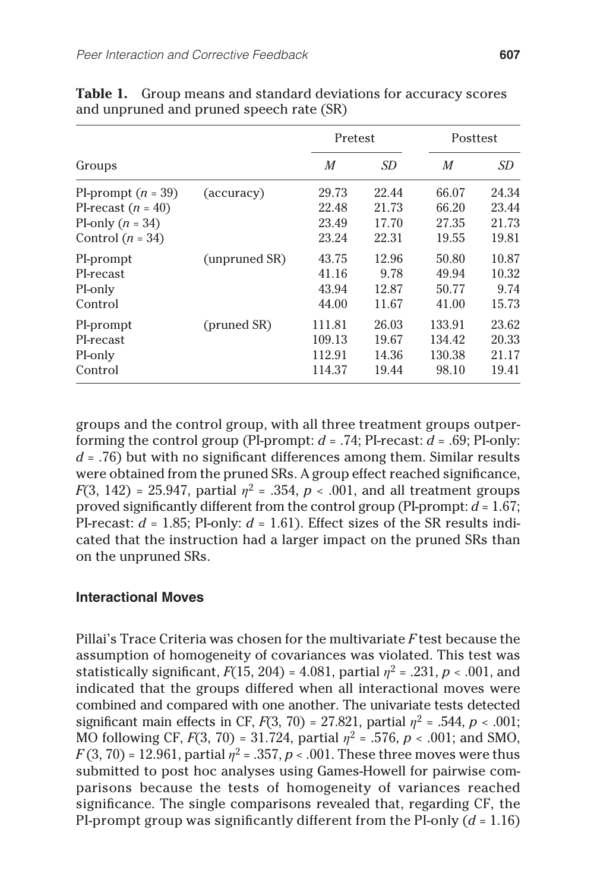**Table 1.** Group means and standard deviations for accuracy scores and unpruned and pruned speech rate (SR)

| Groups | | Pretest *M* | Pretest *SD* | Posttest *M* | Posttest *SD* |
|---|---|---|---|---|---|
| PI-prompt ($n$ = 39) | (accuracy) | 29.73 | 22.44 | 66.07 | 24.34 |
| PI-recast ($n$ = 40) | | 22.48 | 21.73 | 66.20 | 23.44 |
| PI-only ($n$ = 34) | | 23.49 | 17.70 | 27.35 | 21.73 |
| Control ($n$ = 34) | | 23.24 | 22.31 | 19.55 | 19.81 |
| PI-prompt | (unpruned SR) | 43.75 | 12.96 | 50.80 | 10.87 |
| PI-recast | | 41.16 | 9.78 | 49.94 | 10.32 |
| PI-only | | 43.94 | 12.87 | 50.77 | 9.74 |
| Control | | 44.00 | 11.67 | 41.00 | 15.73 |
| PI-prompt | (pruned SR) | 111.81 | 26.03 | 133.91 | 23.62 |
| PI-recast | | 109.13 | 19.67 | 134.42 | 20.33 |
| PI-only | | 112.91 | 14.36 | 130.38 | 21.17 |
| Control | | 114.37 | 19.44 | 98.10 | 19.41 |

groups and the control group, with all three treatment groups outperforming the control group (PI-prompt: $d$ = .74; PI-recast: $d$ = .69; PI-only: $d$ = .76) but with no significant differences among them. Similar results were obtained from the pruned SRs. A group effect reached significance, $F(3, 142) = 25.947$, partial $\eta^2 = .354$, $p < .001$, and all treatment groups proved significantly different from the control group (PI-prompt: $d$ = 1.67; PI-recast: $d$ = 1.85; PI-only: $d$ = 1.61). Effect sizes of the SR results indicated that the instruction had a larger impact on the pruned SRs than on the unpruned SRs.

### Interactional Moves

Pillai's Trace Criteria was chosen for the multivariate $F$ test because the assumption of homogeneity of covariances was violated. This test was statistically significant, $F(15, 204) = 4.081$, partial $\eta^2 = .231$, $p < .001$, and indicated that the groups differed when all interactional moves were combined and compared with one another. The univariate tests detected significant main effects in CF, $F(3, 70) = 27.821$, partial $\eta^2 = .544$, $p < .001$; MO following CF, $F(3, 70) = 31.724$, partial $\eta^2 = .576$, $p < .001$; and SMO, $F(3, 70) = 12.961$, partial $\eta^2 = .357$, $p < .001$. These three moves were thus submitted to post hoc analyses using Games-Howell for pairwise comparisons because the tests of homogeneity of variances reached significance. The single comparisons revealed that, regarding CF, the PI-prompt group was significantly different from the PI-only ($d$ = 1.16)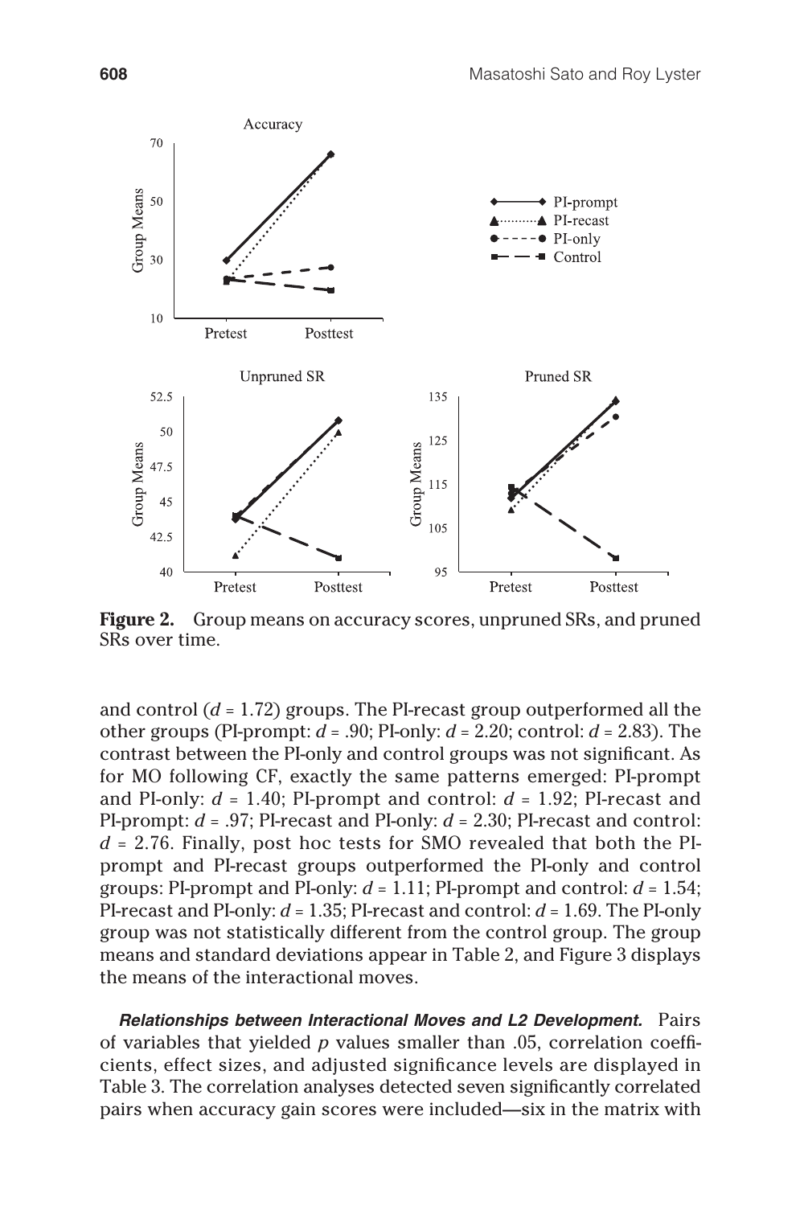**Figure 2.** Group means on accuracy scores, unpruned SRs, and pruned SRs over time.

and control ($d = 1.72$) groups. The PI-recast group outperformed all the other groups (PI-prompt: $d = .90$; PI-only: $d = 2.20$; control: $d = 2.83$). The contrast between the PI-only and control groups was not significant. As for MO following CF, exactly the same patterns emerged: PI-prompt and PI-only: $d = 1.40$; PI-prompt and control: $d = 1.92$; PI-recast and PI-prompt: $d = .97$; PI-recast and PI-only: $d = 2.30$; PI-recast and control: $d = 2.76$. Finally, post hoc tests for SMO revealed that both the PI-prompt and PI-recast groups outperformed the PI-only and control groups: PI-prompt and PI-only: $d = 1.11$; PI-prompt and control: $d = 1.54$; PI-recast and PI-only: $d = 1.35$; PI-recast and control: $d = 1.69$. The PI-only group was not statistically different from the control group. The group means and standard deviations appear in Table 2, and Figure 3 displays the means of the interactional moves.

***Relationships between Interactional Moves and L2 Development.*** Pairs of variables that yielded $p$ values smaller than .05, correlation coefficients, effect sizes, and adjusted significance levels are displayed in Table 3. The correlation analyses detected seven significantly correlated pairs when accuracy gain scores were included—six in the matrix with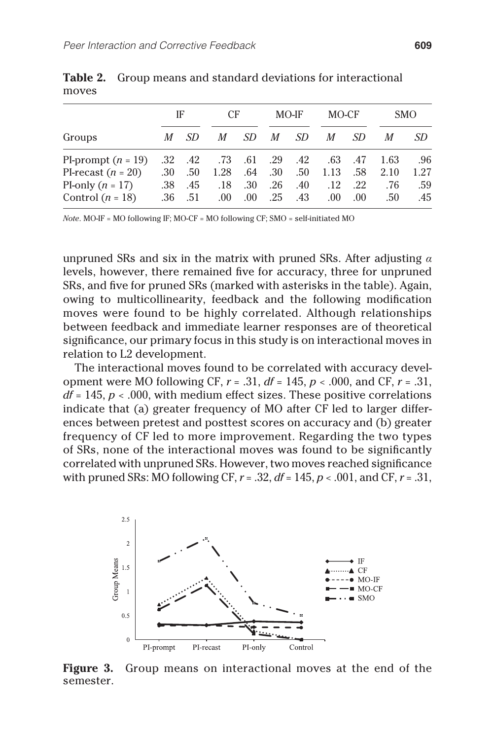**Table 2.** Group means and standard deviations for interactional moves

| | IF | | CF | | MO-IF | | MO-CF | | SMO | |
|---|---|---|---|---|---|---|---|---|---|---|
| Groups | *M* | *SD* | *M* | *SD* | *M* | *SD* | *M* | *SD* | *M* | *SD* |
| PI-prompt ($n$ = 19) | .32 | .42 | .73 | .61 | .29 | .42 | .63 | .47 | 1.63 | .96 |
| PI-recast ($n$ = 20) | .30 | .50 | 1.28 | .64 | .30 | .50 | 1.13 | .58 | 2.10 | 1.27 |
| PI-only ($n$ = 17) | .38 | .45 | .18 | .30 | .26 | .40 | .12 | .22 | .76 | .59 |
| Control ($n$ = 18) | .36 | .51 | .00 | .00 | .25 | .43 | .00 | .00 | .50 | .45 |

*Note*. MO-IF = MO following IF; MO-CF = MO following CF; SMO = self-initiated MO

unpruned SRs and six in the matrix with pruned SRs. After adjusting $\alpha$ levels, however, there remained five for accuracy, three for unpruned SRs, and five for pruned SRs (marked with asterisks in the table). Again, owing to multicollinearity, feedback and the following modification moves were found to be highly correlated. Although relationships between feedback and immediate learner responses are of theoretical significance, our primary focus in this study is on interactional moves in relation to L2 development.

The interactional moves found to be correlated with accuracy development were MO following CF, $r$ = .31, $df$ = 145, $p$ < .000, and CF, $r$ = .31, $df$ = 145, $p$ < .000, with medium effect sizes. These positive correlations indicate that (a) greater frequency of MO after CF led to larger differences between pretest and posttest scores on accuracy and (b) greater frequency of CF led to more improvement. Regarding the two types of SRs, none of the interactional moves was found to be significantly correlated with unpruned SRs. However, two moves reached significance with pruned SRs: MO following CF, $r$ = .32, $df$ = 145, $p$ < .001, and CF, $r$ = .31,

**Figure 3.** Group means on interactional moves at the end of the semester.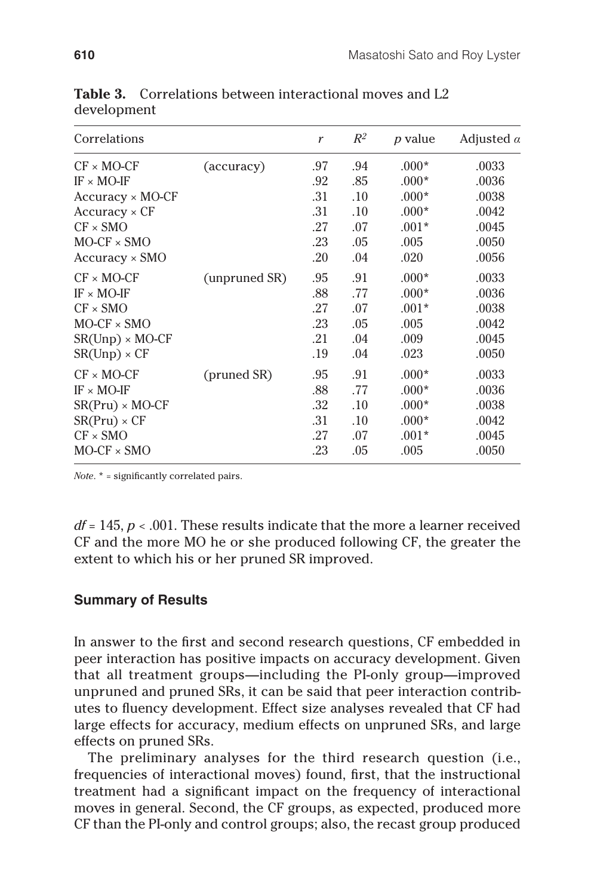**Table 3.** Correlations between interactional moves and L2 development

| Correlations | | $r$ | $R^2$ | $p$ value | Adjusted $\alpha$ |
|---|---|---|---|---|---|
| CF × MO-CF | (accuracy) | .97 | .94 | .000* | .0033 |
| IF × MO-IF | | .92 | .85 | .000* | .0036 |
| Accuracy × MO-CF | | .31 | .10 | .000* | .0038 |
| Accuracy × CF | | .31 | .10 | .000* | .0042 |
| CF × SMO | | .27 | .07 | .001* | .0045 |
| MO-CF × SMO | | .23 | .05 | .005 | .0050 |
| Accuracy × SMO | | .20 | .04 | .020 | .0056 |
| CF × MO-CF | (unpruned SR) | .95 | .91 | .000* | .0033 |
| IF × MO-IF | | .88 | .77 | .000* | .0036 |
| CF × SMO | | .27 | .07 | .001* | .0038 |
| MO-CF × SMO | | .23 | .05 | .005 | .0042 |
| SR(Unp) × MO-CF | | .21 | .04 | .009 | .0045 |
| SR(Unp) × CF | | .19 | .04 | .023 | .0050 |
| CF × MO-CF | (pruned SR) | .95 | .91 | .000* | .0033 |
| IF × MO-IF | | .88 | .77 | .000* | .0036 |
| SR(Pru) × MO-CF | | .32 | .10 | .000* | .0038 |
| SR(Pru) × CF | | .31 | .10 | .000* | .0042 |
| CF × SMO | | .27 | .07 | .001* | .0045 |
| MO-CF × SMO | | .23 | .05 | .005 | .0050 |

*Note*. * = significantly correlated pairs.

$df = 145$, $p < .001$. These results indicate that the more a learner received CF and the more MO he or she produced following CF, the greater the extent to which his or her pruned SR improved.

### Summary of Results

In answer to the first and second research questions, CF embedded in peer interaction has positive impacts on accuracy development. Given that all treatment groups—including the PI-only group—improved unpruned and pruned SRs, it can be said that peer interaction contributes to fluency development. Effect size analyses revealed that CF had large effects for accuracy, medium effects on unpruned SRs, and large effects on pruned SRs.

The preliminary analyses for the third research question (i.e., frequencies of interactional moves) found, first, that the instructional treatment had a significant impact on the frequency of interactional moves in general. Second, the CF groups, as expected, produced more CF than the PI-only and control groups; also, the recast group produced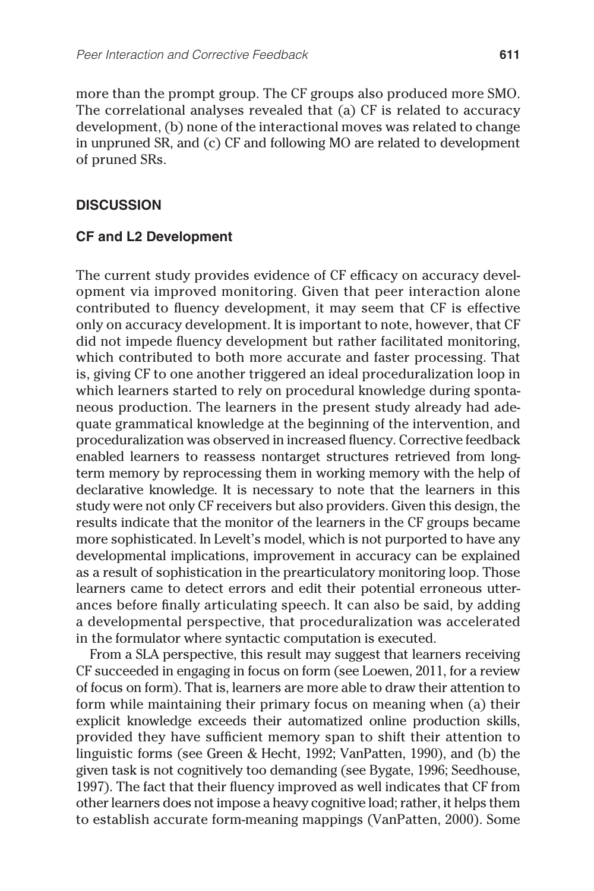more than the prompt group. The CF groups also produced more SMO. The correlational analyses revealed that (a) CF is related to accuracy development, (b) none of the interactional moves was related to change in unpruned SR, and (c) CF and following MO are related to development of pruned SRs.

## DISCUSSION

### CF and L2 Development

The current study provides evidence of CF efficacy on accuracy development via improved monitoring. Given that peer interaction alone contributed to fluency development, it may seem that CF is effective only on accuracy development. It is important to note, however, that CF did not impede fluency development but rather facilitated monitoring, which contributed to both more accurate and faster processing. That is, giving CF to one another triggered an ideal proceduralization loop in which learners started to rely on procedural knowledge during spontaneous production. The learners in the present study already had adequate grammatical knowledge at the beginning of the intervention, and proceduralization was observed in increased fluency. Corrective feedback enabled learners to reassess nontarget structures retrieved from long-term memory by reprocessing them in working memory with the help of declarative knowledge. It is necessary to note that the learners in this study were not only CF receivers but also providers. Given this design, the results indicate that the monitor of the learners in the CF groups became more sophisticated. In Levelt's model, which is not purported to have any developmental implications, improvement in accuracy can be explained as a result of sophistication in the prearticulatory monitoring loop. Those learners came to detect errors and edit their potential erroneous utterances before finally articulating speech. It can also be said, by adding a developmental perspective, that proceduralization was accelerated in the formulator where syntactic computation is executed.

From a SLA perspective, this result may suggest that learners receiving CF succeeded in engaging in focus on form (see Loewen, 2011, for a review of focus on form). That is, learners are more able to draw their attention to form while maintaining their primary focus on meaning when (a) their explicit knowledge exceeds their automatized online production skills, provided they have sufficient memory span to shift their attention to linguistic forms (see Green & Hecht, 1992; VanPatten, 1990), and (b) the given task is not cognitively too demanding (see Bygate, 1996; Seedhouse, 1997). The fact that their fluency improved as well indicates that CF from other learners does not impose a heavy cognitive load; rather, it helps them to establish accurate form-meaning mappings (VanPatten, 2000). Some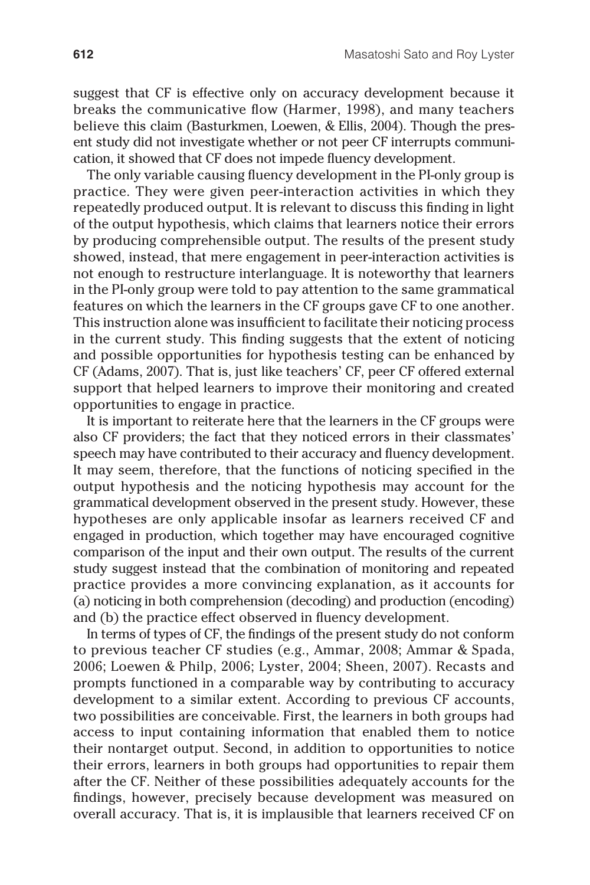suggest that CF is effective only on accuracy development because it breaks the communicative flow (Harmer, 1998), and many teachers believe this claim (Basturkmen, Loewen, & Ellis, 2004). Though the present study did not investigate whether or not peer CF interrupts communication, it showed that CF does not impede fluency development.

The only variable causing fluency development in the PI-only group is practice. They were given peer-interaction activities in which they repeatedly produced output. It is relevant to discuss this finding in light of the output hypothesis, which claims that learners notice their errors by producing comprehensible output. The results of the present study showed, instead, that mere engagement in peer-interaction activities is not enough to restructure interlanguage. It is noteworthy that learners in the PI-only group were told to pay attention to the same grammatical features on which the learners in the CF groups gave CF to one another. This instruction alone was insufficient to facilitate their noticing process in the current study. This finding suggests that the extent of noticing and possible opportunities for hypothesis testing can be enhanced by CF (Adams, 2007). That is, just like teachers' CF, peer CF offered external support that helped learners to improve their monitoring and created opportunities to engage in practice.

It is important to reiterate here that the learners in the CF groups were also CF providers; the fact that they noticed errors in their classmates' speech may have contributed to their accuracy and fluency development. It may seem, therefore, that the functions of noticing specified in the output hypothesis and the noticing hypothesis may account for the grammatical development observed in the present study. However, these hypotheses are only applicable insofar as learners received CF and engaged in production, which together may have encouraged cognitive comparison of the input and their own output. The results of the current study suggest instead that the combination of monitoring and repeated practice provides a more convincing explanation, as it accounts for (a) noticing in both comprehension (decoding) and production (encoding) and (b) the practice effect observed in fluency development.

In terms of types of CF, the findings of the present study do not conform to previous teacher CF studies (e.g., Ammar, 2008; Ammar & Spada, 2006; Loewen & Philp, 2006; Lyster, 2004; Sheen, 2007). Recasts and prompts functioned in a comparable way by contributing to accuracy development to a similar extent. According to previous CF accounts, two possibilities are conceivable. First, the learners in both groups had access to input containing information that enabled them to notice their nontarget output. Second, in addition to opportunities to notice their errors, learners in both groups had opportunities to repair them after the CF. Neither of these possibilities adequately accounts for the findings, however, precisely because development was measured on overall accuracy. That is, it is implausible that learners received CF on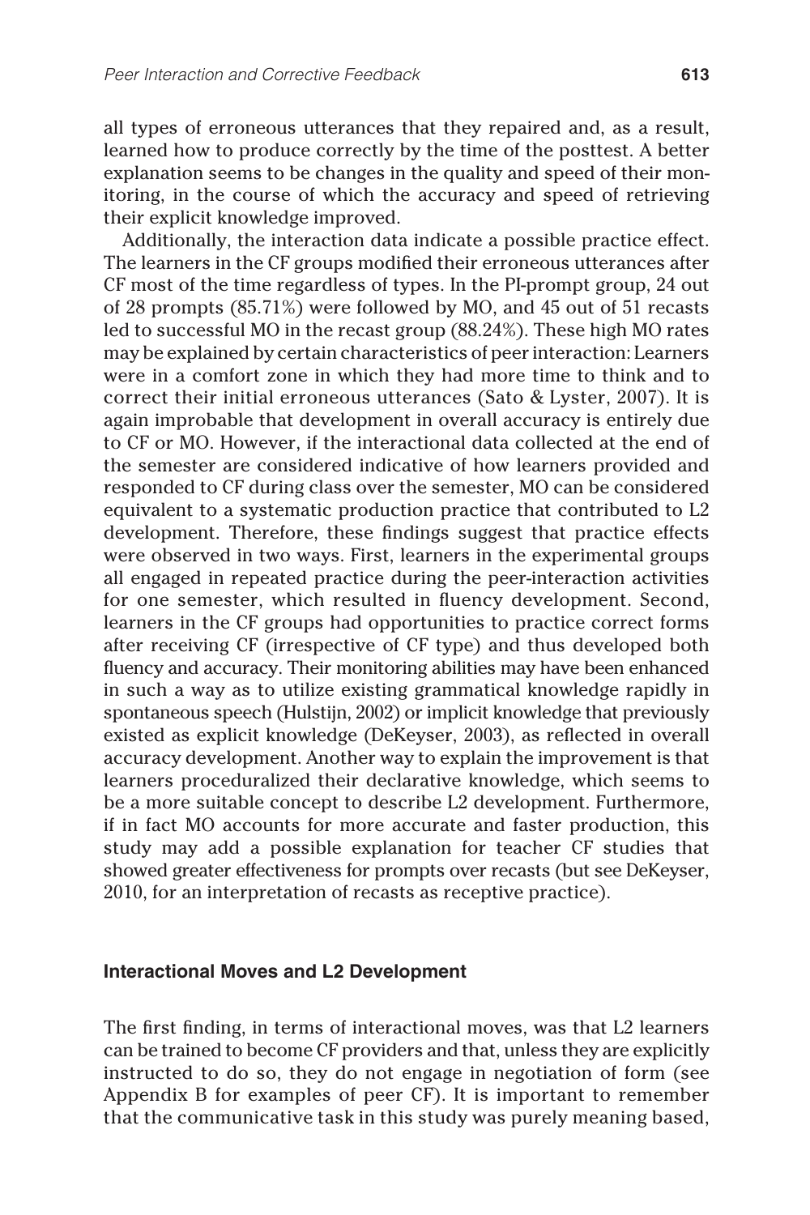all types of erroneous utterances that they repaired and, as a result, learned how to produce correctly by the time of the posttest. A better explanation seems to be changes in the quality and speed of their monitoring, in the course of which the accuracy and speed of retrieving their explicit knowledge improved.

Additionally, the interaction data indicate a possible practice effect. The learners in the CF groups modified their erroneous utterances after CF most of the time regardless of types. In the PI-prompt group, 24 out of 28 prompts (85.71%) were followed by MO, and 45 out of 51 recasts led to successful MO in the recast group (88.24%). These high MO rates may be explained by certain characteristics of peer interaction: Learners were in a comfort zone in which they had more time to think and to correct their initial erroneous utterances (Sato & Lyster, 2007). It is again improbable that development in overall accuracy is entirely due to CF or MO. However, if the interactional data collected at the end of the semester are considered indicative of how learners provided and responded to CF during class over the semester, MO can be considered equivalent to a systematic production practice that contributed to L2 development. Therefore, these findings suggest that practice effects were observed in two ways. First, learners in the experimental groups all engaged in repeated practice during the peer-interaction activities for one semester, which resulted in fluency development. Second, learners in the CF groups had opportunities to practice correct forms after receiving CF (irrespective of CF type) and thus developed both fluency and accuracy. Their monitoring abilities may have been enhanced in such a way as to utilize existing grammatical knowledge rapidly in spontaneous speech (Hulstijn, 2002) or implicit knowledge that previously existed as explicit knowledge (DeKeyser, 2003), as reflected in overall accuracy development. Another way to explain the improvement is that learners proceduralized their declarative knowledge, which seems to be a more suitable concept to describe L2 development. Furthermore, if in fact MO accounts for more accurate and faster production, this study may add a possible explanation for teacher CF studies that showed greater effectiveness for prompts over recasts (but see DeKeyser, 2010, for an interpretation of recasts as receptive practice).

### Interactional Moves and L2 Development

The first finding, in terms of interactional moves, was that L2 learners can be trained to become CF providers and that, unless they are explicitly instructed to do so, they do not engage in negotiation of form (see Appendix B for examples of peer CF). It is important to remember that the communicative task in this study was purely meaning based,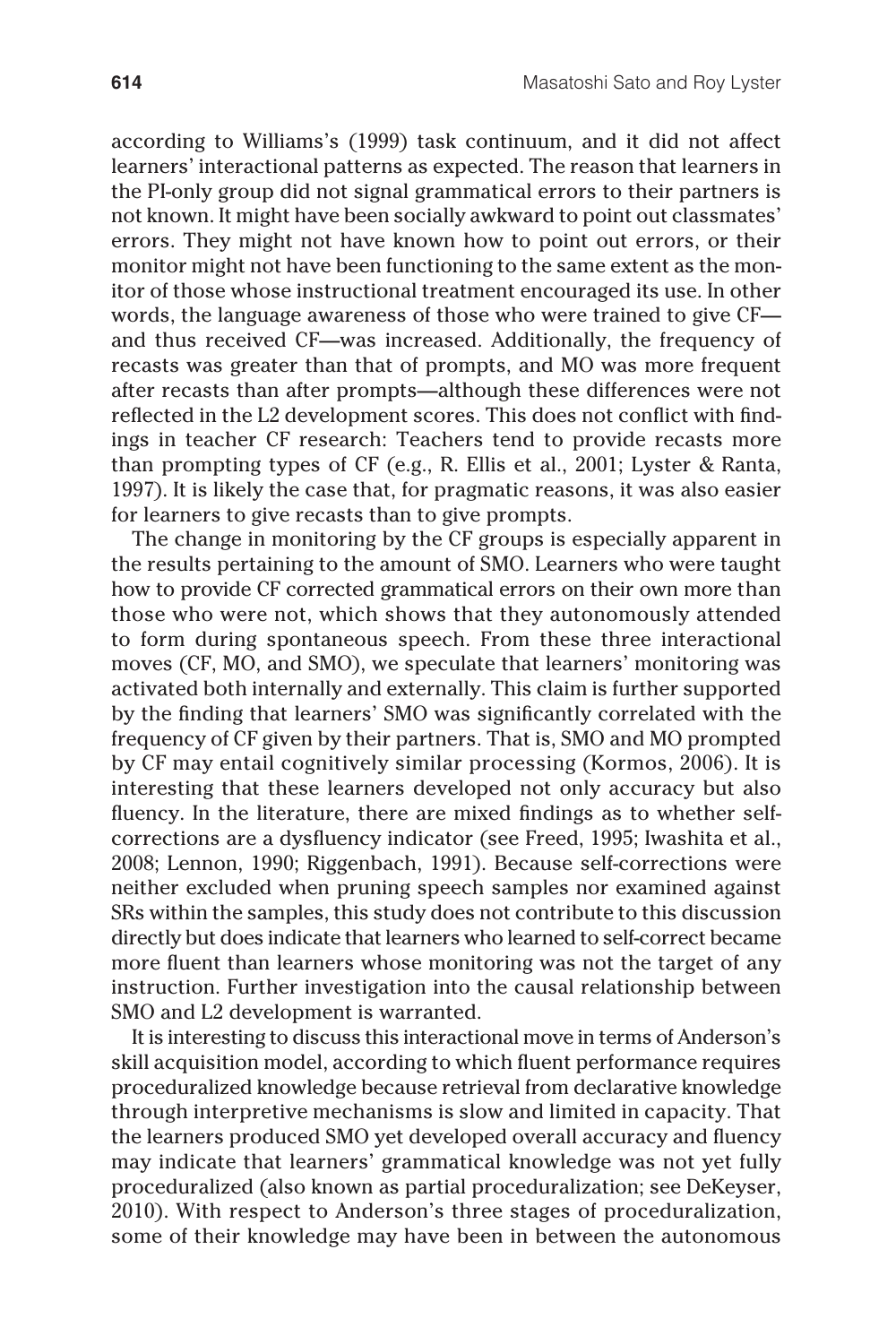according to Williams's (1999) task continuum, and it did not affect learners' interactional patterns as expected. The reason that learners in the PI-only group did not signal grammatical errors to their partners is not known. It might have been socially awkward to point out classmates' errors. They might not have known how to point out errors, or their monitor might not have been functioning to the same extent as the monitor of those whose instructional treatment encouraged its use. In other words, the language awareness of those who were trained to give CF—and thus received CF—was increased. Additionally, the frequency of recasts was greater than that of prompts, and MO was more frequent after recasts than after prompts—although these differences were not reflected in the L2 development scores. This does not conflict with findings in teacher CF research: Teachers tend to provide recasts more than prompting types of CF (e.g., R. Ellis et al., 2001; Lyster & Ranta, 1997). It is likely the case that, for pragmatic reasons, it was also easier for learners to give recasts than to give prompts.

The change in monitoring by the CF groups is especially apparent in the results pertaining to the amount of SMO. Learners who were taught how to provide CF corrected grammatical errors on their own more than those who were not, which shows that they autonomously attended to form during spontaneous speech. From these three interactional moves (CF, MO, and SMO), we speculate that learners' monitoring was activated both internally and externally. This claim is further supported by the finding that learners' SMO was significantly correlated with the frequency of CF given by their partners. That is, SMO and MO prompted by CF may entail cognitively similar processing (Kormos, 2006). It is interesting that these learners developed not only accuracy but also fluency. In the literature, there are mixed findings as to whether self-corrections are a dysfluency indicator (see Freed, 1995; Iwashita et al., 2008; Lennon, 1990; Riggenbach, 1991). Because self-corrections were neither excluded when pruning speech samples nor examined against SRs within the samples, this study does not contribute to this discussion directly but does indicate that learners who learned to self-correct became more fluent than learners whose monitoring was not the target of any instruction. Further investigation into the causal relationship between SMO and L2 development is warranted.

It is interesting to discuss this interactional move in terms of Anderson's skill acquisition model, according to which fluent performance requires proceduralized knowledge because retrieval from declarative knowledge through interpretive mechanisms is slow and limited in capacity. That the learners produced SMO yet developed overall accuracy and fluency may indicate that learners' grammatical knowledge was not yet fully proceduralized (also known as partial proceduralization; see DeKeyser, 2010). With respect to Anderson's three stages of proceduralization, some of their knowledge may have been in between the autonomous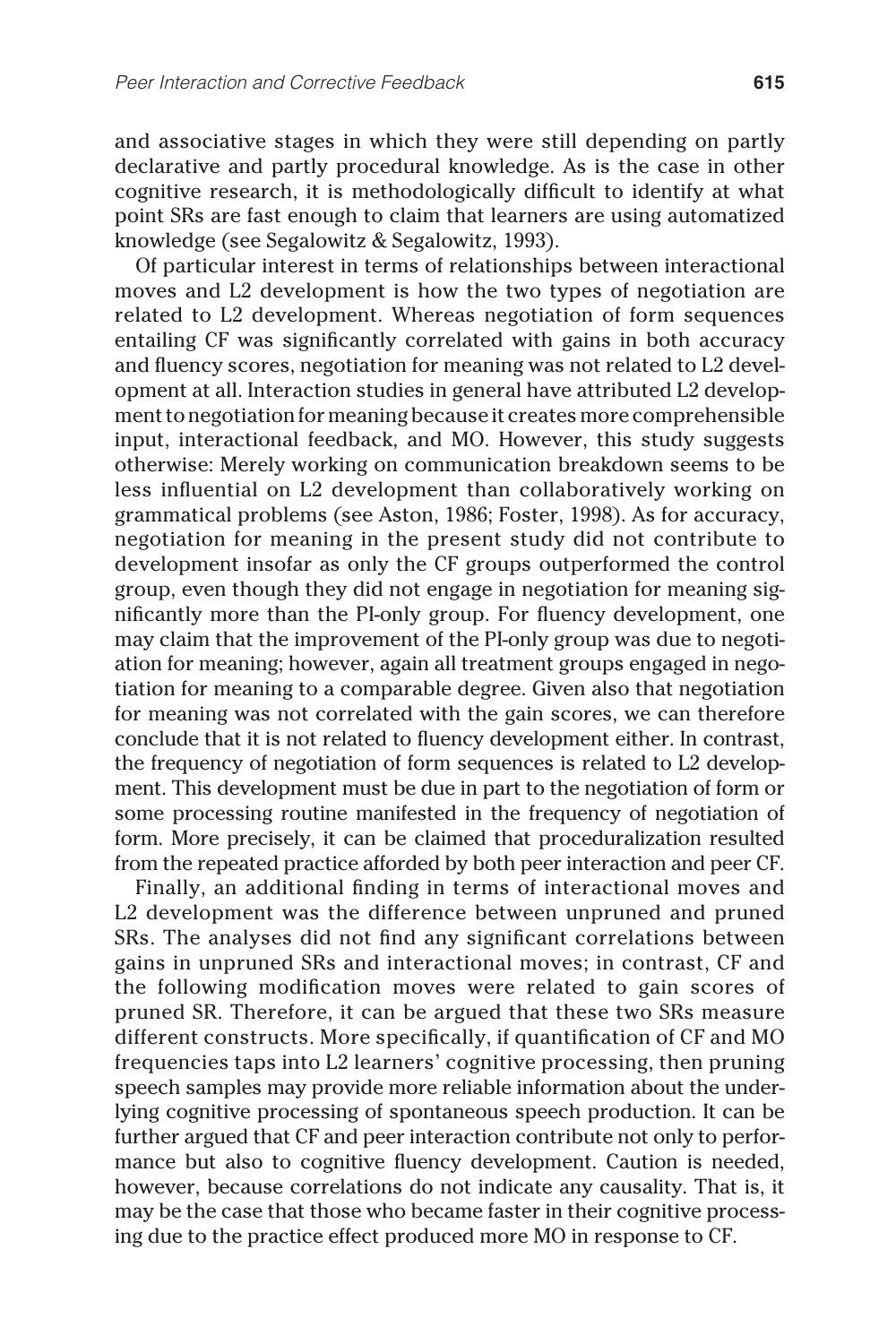and associative stages in which they were still depending on partly declarative and partly procedural knowledge. As is the case in other cognitive research, it is methodologically difficult to identify at what point SRs are fast enough to claim that learners are using automatized knowledge (see Segalowitz & Segalowitz, 1993).

Of particular interest in terms of relationships between interactional moves and L2 development is how the two types of negotiation are related to L2 development. Whereas negotiation of form sequences entailing CF was significantly correlated with gains in both accuracy and fluency scores, negotiation for meaning was not related to L2 development at all. Interaction studies in general have attributed L2 development to negotiation for meaning because it creates more comprehensible input, interactional feedback, and MO. However, this study suggests otherwise: Merely working on communication breakdown seems to be less influential on L2 development than collaboratively working on grammatical problems (see Aston, 1986; Foster, 1998). As for accuracy, negotiation for meaning in the present study did not contribute to development insofar as only the CF groups outperformed the control group, even though they did not engage in negotiation for meaning significantly more than the PI-only group. For fluency development, one may claim that the improvement of the PI-only group was due to negotiation for meaning; however, again all treatment groups engaged in negotiation for meaning to a comparable degree. Given also that negotiation for meaning was not correlated with the gain scores, we can therefore conclude that it is not related to fluency development either. In contrast, the frequency of negotiation of form sequences is related to L2 development. This development must be due in part to the negotiation of form or some processing routine manifested in the frequency of negotiation of form. More precisely, it can be claimed that proceduralization resulted from the repeated practice afforded by both peer interaction and peer CF.

Finally, an additional finding in terms of interactional moves and L2 development was the difference between unpruned and pruned SRs. The analyses did not find any significant correlations between gains in unpruned SRs and interactional moves; in contrast, CF and the following modification moves were related to gain scores of pruned SR. Therefore, it can be argued that these two SRs measure different constructs. More specifically, if quantification of CF and MO frequencies taps into L2 learners' cognitive processing, then pruning speech samples may provide more reliable information about the underlying cognitive processing of spontaneous speech production. It can be further argued that CF and peer interaction contribute not only to performance but also to cognitive fluency development. Caution is needed, however, because correlations do not indicate any causality. That is, it may be the case that those who became faster in their cognitive processing due to the practice effect produced more MO in response to CF.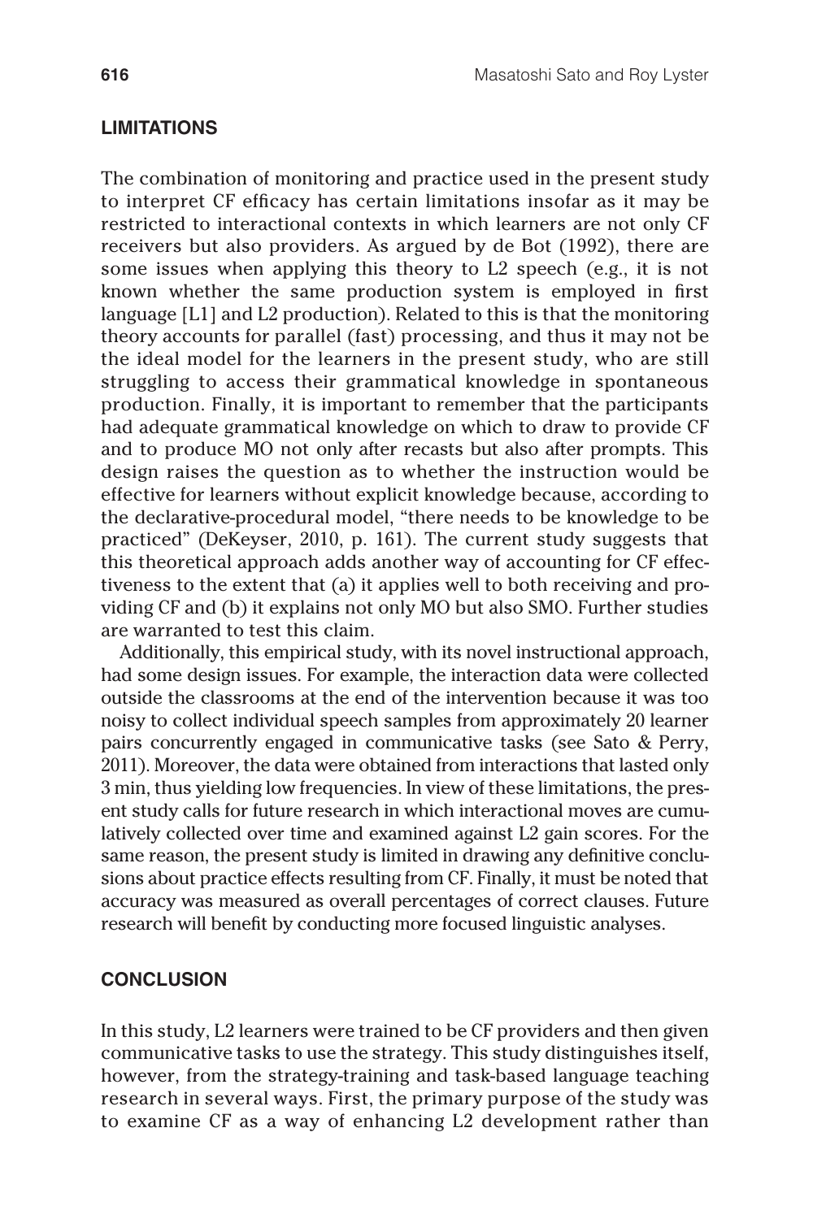## LIMITATIONS

The combination of monitoring and practice used in the present study to interpret CF efficacy has certain limitations insofar as it may be restricted to interactional contexts in which learners are not only CF receivers but also providers. As argued by de Bot (1992), there are some issues when applying this theory to L2 speech (e.g., it is not known whether the same production system is employed in first language [L1] and L2 production). Related to this is that the monitoring theory accounts for parallel (fast) processing, and thus it may not be the ideal model for the learners in the present study, who are still struggling to access their grammatical knowledge in spontaneous production. Finally, it is important to remember that the participants had adequate grammatical knowledge on which to draw to provide CF and to produce MO not only after recasts but also after prompts. This design raises the question as to whether the instruction would be effective for learners without explicit knowledge because, according to the declarative-procedural model, "there needs to be knowledge to be practiced" (DeKeyser, 2010, p. 161). The current study suggests that this theoretical approach adds another way of accounting for CF effectiveness to the extent that (a) it applies well to both receiving and providing CF and (b) it explains not only MO but also SMO. Further studies are warranted to test this claim.

Additionally, this empirical study, with its novel instructional approach, had some design issues. For example, the interaction data were collected outside the classrooms at the end of the intervention because it was too noisy to collect individual speech samples from approximately 20 learner pairs concurrently engaged in communicative tasks (see Sato & Perry, 2011). Moreover, the data were obtained from interactions that lasted only 3 min, thus yielding low frequencies. In view of these limitations, the present study calls for future research in which interactional moves are cumulatively collected over time and examined against L2 gain scores. For the same reason, the present study is limited in drawing any definitive conclusions about practice effects resulting from CF. Finally, it must be noted that accuracy was measured as overall percentages of correct clauses. Future research will benefit by conducting more focused linguistic analyses.

## CONCLUSION

In this study, L2 learners were trained to be CF providers and then given communicative tasks to use the strategy. This study distinguishes itself, however, from the strategy-training and task-based language teaching research in several ways. First, the primary purpose of the study was to examine CF as a way of enhancing L2 development rather than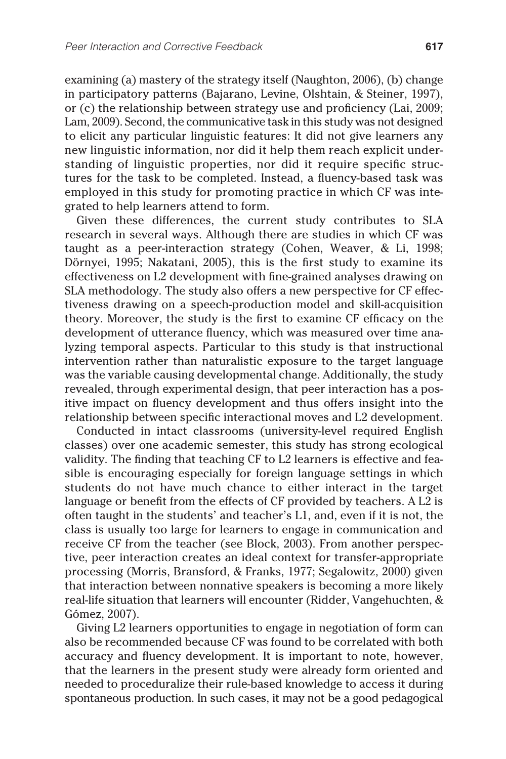examining (a) mastery of the strategy itself (Naughton, 2006), (b) change in participatory patterns (Bajarano, Levine, Olshtain, & Steiner, 1997), or (c) the relationship between strategy use and proficiency (Lai, 2009; Lam, 2009). Second, the communicative task in this study was not designed to elicit any particular linguistic features: It did not give learners any new linguistic information, nor did it help them reach explicit understanding of linguistic properties, nor did it require specific structures for the task to be completed. Instead, a fluency-based task was employed in this study for promoting practice in which CF was integrated to help learners attend to form.

Given these differences, the current study contributes to SLA research in several ways. Although there are studies in which CF was taught as a peer-interaction strategy (Cohen, Weaver, & Li, 1998; Dörnyei, 1995; Nakatani, 2005), this is the first study to examine its effectiveness on L2 development with fine-grained analyses drawing on SLA methodology. The study also offers a new perspective for CF effectiveness drawing on a speech-production model and skill-acquisition theory. Moreover, the study is the first to examine CF efficacy on the development of utterance fluency, which was measured over time analyzing temporal aspects. Particular to this study is that instructional intervention rather than naturalistic exposure to the target language was the variable causing developmental change. Additionally, the study revealed, through experimental design, that peer interaction has a positive impact on fluency development and thus offers insight into the relationship between specific interactional moves and L2 development.

Conducted in intact classrooms (university-level required English classes) over one academic semester, this study has strong ecological validity. The finding that teaching CF to L2 learners is effective and feasible is encouraging especially for foreign language settings in which students do not have much chance to either interact in the target language or benefit from the effects of CF provided by teachers. A L2 is often taught in the students' and teacher's L1, and, even if it is not, the class is usually too large for learners to engage in communication and receive CF from the teacher (see Block, 2003). From another perspective, peer interaction creates an ideal context for transfer-appropriate processing (Morris, Bransford, & Franks, 1977; Segalowitz, 2000) given that interaction between nonnative speakers is becoming a more likely real-life situation that learners will encounter (Ridder, Vangehuchten, & Gómez, 2007).

Giving L2 learners opportunities to engage in negotiation of form can also be recommended because CF was found to be correlated with both accuracy and fluency development. It is important to note, however, that the learners in the present study were already form oriented and needed to proceduralize their rule-based knowledge to access it during spontaneous production. In such cases, it may not be a good pedagogical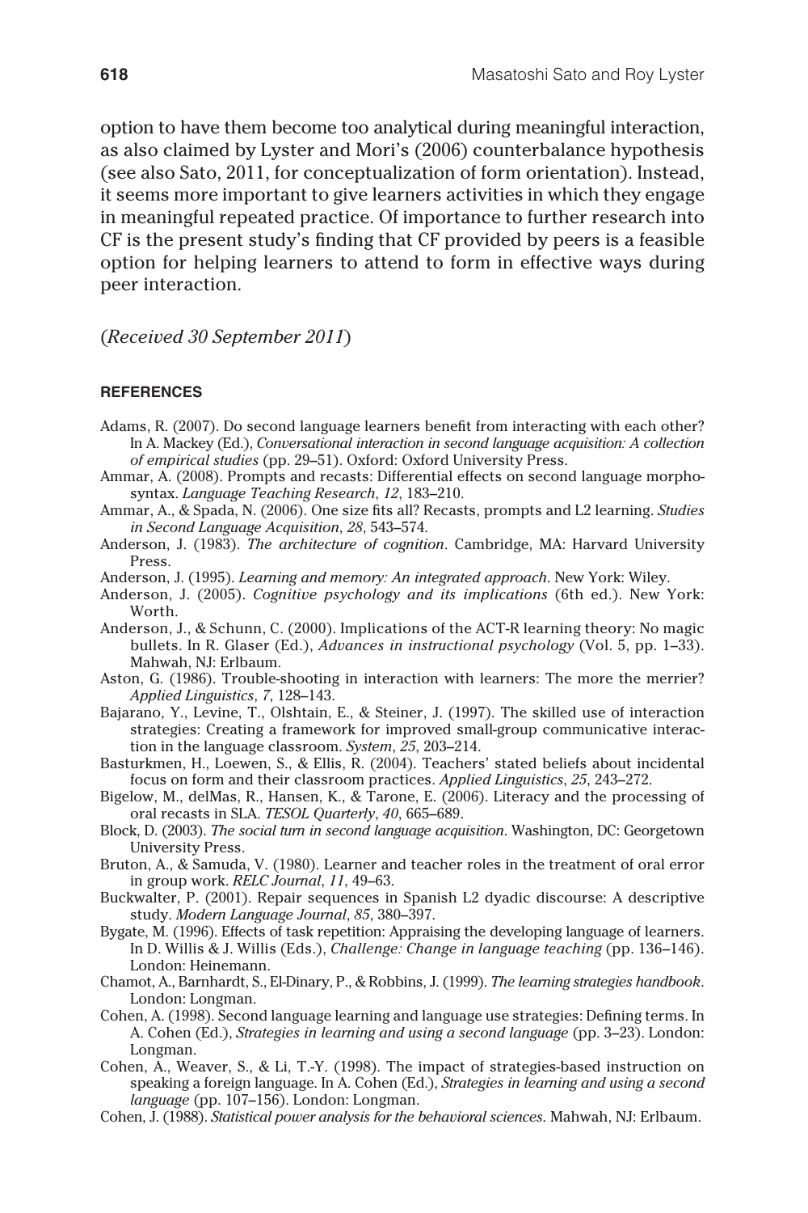option to have them become too analytical during meaningful interaction, as also claimed by Lyster and Mori's (2006) counterbalance hypothesis (see also Sato, 2011, for conceptualization of form orientation). Instead, it seems more important to give learners activities in which they engage in meaningful repeated practice. Of importance to further research into CF is the present study's finding that CF provided by peers is a feasible option for helping learners to attend to form in effective ways during peer interaction.

(*Received 30 September 2011*)

## REFERENCES

Adams, R. (2007). Do second language learners benefit from interacting with each other? In A. Mackey (Ed.), *Conversational interaction in second language acquisition: A collection of empirical studies* (pp. 29–51). Oxford: Oxford University Press.

Ammar, A. (2008). Prompts and recasts: Differential effects on second language morphosyntax. *Language Teaching Research*, *12*, 183–210.

Ammar, A., & Spada, N. (2006). One size fits all? Recasts, prompts and L2 learning. *Studies in Second Language Acquisition*, *28*, 543–574.

Anderson, J. (1983). *The architecture of cognition*. Cambridge, MA: Harvard University Press.

Anderson, J. (1995). *Learning and memory: An integrated approach*. New York: Wiley.

Anderson, J. (2005). *Cognitive psychology and its implications* (6th ed.). New York: Worth.

Anderson, J., & Schunn, C. (2000). Implications of the ACT-R learning theory: No magic bullets. In R. Glaser (Ed.), *Advances in instructional psychology* (Vol. 5, pp. 1–33). Mahwah, NJ: Erlbaum.

Aston, G. (1986). Trouble-shooting in interaction with learners: The more the merrier? *Applied Linguistics*, *7*, 128–143.

Bajarano, Y., Levine, T., Olshtain, E., & Steiner, J. (1997). The skilled use of interaction strategies: Creating a framework for improved small-group communicative interaction in the language classroom. *System*, *25*, 203–214.

Basturkmen, H., Loewen, S., & Ellis, R. (2004). Teachers' stated beliefs about incidental focus on form and their classroom practices. *Applied Linguistics*, *25*, 243–272.

Bigelow, M., delMas, R., Hansen, K., & Tarone, E. (2006). Literacy and the processing of oral recasts in SLA. *TESOL Quarterly*, *40*, 665–689.

Block, D. (2003). *The social turn in second language acquisition*. Washington, DC: Georgetown University Press.

Bruton, A., & Samuda, V. (1980). Learner and teacher roles in the treatment of oral error in group work. *RELC Journal*, *11*, 49–63.

Buckwalter, P. (2001). Repair sequences in Spanish L2 dyadic discourse: A descriptive study. *Modern Language Journal*, *85*, 380–397.

Bygate, M. (1996). Effects of task repetition: Appraising the developing language of learners. In D. Willis & J. Willis (Eds.), *Challenge: Change in language teaching* (pp. 136–146). London: Heinemann.

Chamot, A., Barnhardt, S., El-Dinary, P., & Robbins, J. (1999). *The learning strategies handbook*. London: Longman.

Cohen, A. (1998). Second language learning and language use strategies: Defining terms. In A. Cohen (Ed.), *Strategies in learning and using a second language* (pp. 3–23). London: Longman.

Cohen, A., Weaver, S., & Li, T.-Y. (1998). The impact of strategies-based instruction on speaking a foreign language. In A. Cohen (Ed.), *Strategies in learning and using a second language* (pp. 107–156). London: Longman.

Cohen, J. (1988). *Statistical power analysis for the behavioral sciences.* Mahwah, NJ: Erlbaum.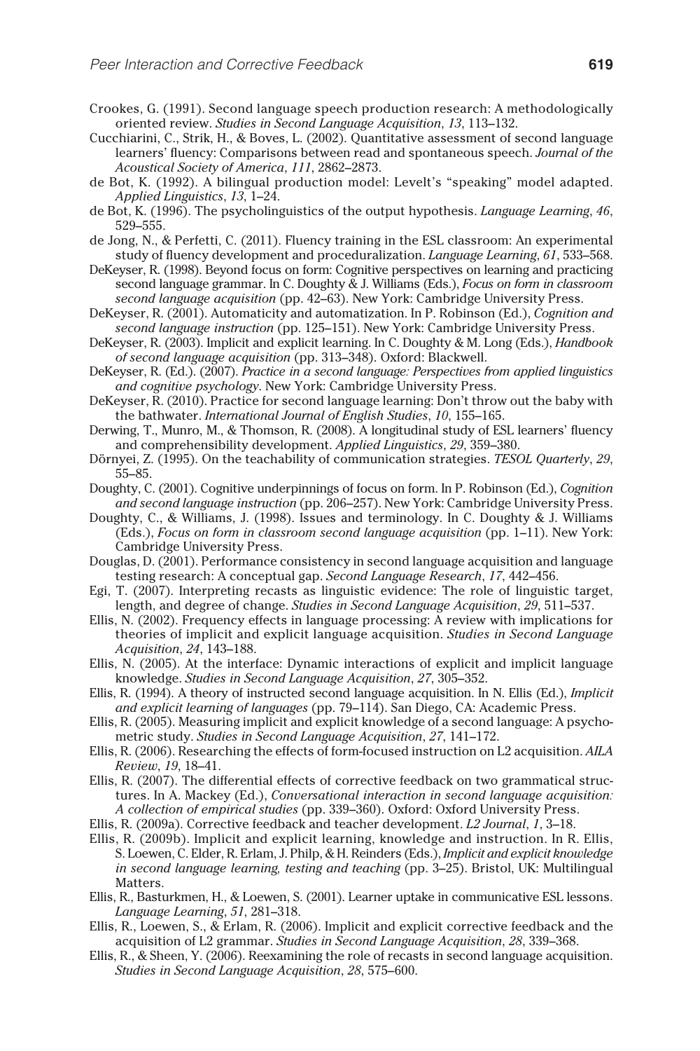Crookes, G. (1991). Second language speech production research: A methodologically oriented review. *Studies in Second Language Acquisition*, *13*, 113–132.

Cucchiarini, C., Strik, H., & Boves, L. (2002). Quantitative assessment of second language learners' fluency: Comparisons between read and spontaneous speech. *Journal of the Acoustical Society of America*, *111*, 2862–2873.

de Bot, K. (1992). A bilingual production model: Levelt's "speaking" model adapted. *Applied Linguistics*, *13*, 1–24.

de Bot, K. (1996). The psycholinguistics of the output hypothesis. *Language Learning*, *46*, 529–555.

de Jong, N., & Perfetti, C. (2011). Fluency training in the ESL classroom: An experimental study of fluency development and proceduralization. *Language Learning*, *61*, 533–568.

DeKeyser, R. (1998). Beyond focus on form: Cognitive perspectives on learning and practicing second language grammar. In C. Doughty & J. Williams (Eds.), *Focus on form in classroom second language acquisition* (pp. 42–63). New York: Cambridge University Press.

DeKeyser, R. (2001). Automaticity and automatization. In P. Robinson (Ed.), *Cognition and second language instruction* (pp. 125–151). New York: Cambridge University Press.

DeKeyser, R. (2003). Implicit and explicit learning. In C. Doughty & M. Long (Eds.), *Handbook of second language acquisition* (pp. 313–348). Oxford: Blackwell.

DeKeyser, R. (Ed.). (2007). *Practice in a second language: Perspectives from applied linguistics and cognitive psychology*. New York: Cambridge University Press.

DeKeyser, R. (2010). Practice for second language learning: Don't throw out the baby with the bathwater. *International Journal of English Studies*, *10*, 155–165.

Derwing, T., Munro, M., & Thomson, R. (2008). A longitudinal study of ESL learners' fluency and comprehensibility development. *Applied Linguistics*, *29*, 359–380.

Dörnyei, Z. (1995). On the teachability of communication strategies. *TESOL Quarterly*, *29*, 55–85.

Doughty, C. (2001). Cognitive underpinnings of focus on form. In P. Robinson (Ed.), *Cognition and second language instruction* (pp. 206–257). New York: Cambridge University Press.

Doughty, C., & Williams, J. (1998). Issues and terminology. In C. Doughty & J. Williams (Eds.), *Focus on form in classroom second language acquisition* (pp. 1–11). New York: Cambridge University Press.

Douglas, D. (2001). Performance consistency in second language acquisition and language testing research: A conceptual gap. *Second Language Research*, *17*, 442–456.

Egi, T. (2007). Interpreting recasts as linguistic evidence: The role of linguistic target, length, and degree of change. *Studies in Second Language Acquisition*, *29*, 511–537.

Ellis, N. (2002). Frequency effects in language processing: A review with implications for theories of implicit and explicit language acquisition. *Studies in Second Language Acquisition*, *24*, 143–188.

Ellis, N. (2005). At the interface: Dynamic interactions of explicit and implicit language knowledge. *Studies in Second Language Acquisition*, *27*, 305–352.

Ellis, R. (1994). A theory of instructed second language acquisition. In N. Ellis (Ed.), *Implicit and explicit learning of languages* (pp. 79–114). San Diego, CA: Academic Press.

Ellis, R. (2005). Measuring implicit and explicit knowledge of a second language: A psychometric study. *Studies in Second Language Acquisition*, *27*, 141–172.

Ellis, R. (2006). Researching the effects of form-focused instruction on L2 acquisition. *AILA Review*, *19*, 18–41.

Ellis, R. (2007). The differential effects of corrective feedback on two grammatical structures. In A. Mackey (Ed.), *Conversational interaction in second language acquisition: A collection of empirical studies* (pp. 339–360). Oxford: Oxford University Press.

Ellis, R. (2009a). Corrective feedback and teacher development. *L2 Journal*, *1*, 3–18.

Ellis, R. (2009b). Implicit and explicit learning, knowledge and instruction. In R. Ellis, S. Loewen, C. Elder, R. Erlam, J. Philp, & H. Reinders (Eds.), *Implicit and explicit knowledge in second language learning, testing and teaching* (pp. 3–25). Bristol, UK: Multilingual Matters.

Ellis, R., Basturkmen, H., & Loewen, S. (2001). Learner uptake in communicative ESL lessons. *Language Learning*, *51*, 281–318.

Ellis, R., Loewen, S., & Erlam, R. (2006). Implicit and explicit corrective feedback and the acquisition of L2 grammar. *Studies in Second Language Acquisition*, *28*, 339–368.

Ellis, R., & Sheen, Y. (2006). Reexamining the role of recasts in second language acquisition. *Studies in Second Language Acquisition*, *28*, 575–600.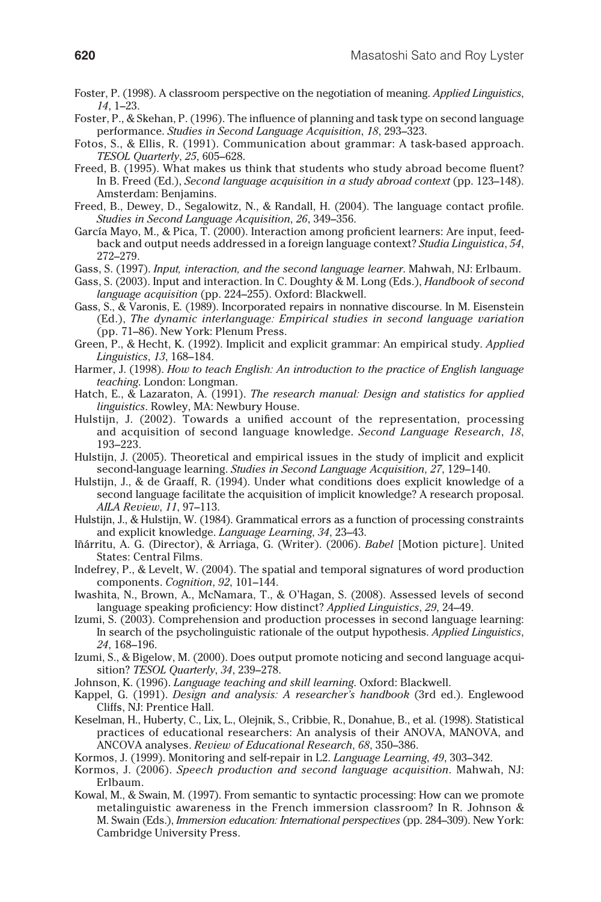Foster, P. (1998). A classroom perspective on the negotiation of meaning. *Applied Linguistics*, *14*, 1–23.

Foster, P., & Skehan, P. (1996). The influence of planning and task type on second language performance. *Studies in Second Language Acquisition*, *18*, 293–323.

Fotos, S., & Ellis, R. (1991). Communication about grammar: A task-based approach. *TESOL Quarterly*, *25*, 605–628.

Freed, B. (1995). What makes us think that students who study abroad become fluent? In B. Freed (Ed.), *Second language acquisition in a study abroad context* (pp. 123–148). Amsterdam: Benjamins.

Freed, B., Dewey, D., Segalowitz, N., & Randall, H. (2004). The language contact profile. *Studies in Second Language Acquisition*, *26*, 349–356.

García Mayo, M., & Pica, T. (2000). Interaction among proficient learners: Are input, feedback and output needs addressed in a foreign language context? *Studia Linguistica*, *54*, 272–279.

Gass, S. (1997). *Input, interaction, and the second language learner*. Mahwah, NJ: Erlbaum.

Gass, S. (2003). Input and interaction. In C. Doughty & M. Long (Eds.), *Handbook of second language acquisition* (pp. 224–255). Oxford: Blackwell.

Gass, S., & Varonis, E. (1989). Incorporated repairs in nonnative discourse. In M. Eisenstein (Ed.), *The dynamic interlanguage: Empirical studies in second language variation* (pp. 71–86). New York: Plenum Press.

Green, P., & Hecht, K. (1992). Implicit and explicit grammar: An empirical study. *Applied Linguistics*, *13*, 168–184.

Harmer, J. (1998). *How to teach English: An introduction to the practice of English language teaching*. London: Longman.

Hatch, E., & Lazaraton, A. (1991). *The research manual: Design and statistics for applied linguistics*. Rowley, MA: Newbury House.

Hulstijn, J. (2002). Towards a unified account of the representation, processing and acquisition of second language knowledge. *Second Language Research*, *18*, 193–223.

Hulstijn, J. (2005). Theoretical and empirical issues in the study of implicit and explicit second-language learning. *Studies in Second Language Acquisition*, *27*, 129–140.

Hulstijn, J., & de Graaff, R. (1994). Under what conditions does explicit knowledge of a second language facilitate the acquisition of implicit knowledge? A research proposal. *AILA Review*, *11*, 97–113.

Hulstijn, J., & Hulstijn, W. (1984). Grammatical errors as a function of processing constraints and explicit knowledge. *Language Learning*, *34*, 23–43.

Iñárritu, A. G. (Director), & Arriaga, G. (Writer). (2006). *Babel* [Motion picture]. United States: Central Films.

Indefrey, P., & Levelt, W. (2004). The spatial and temporal signatures of word production components. *Cognition*, *92*, 101–144.

Iwashita, N., Brown, A., McNamara, T., & O'Hagan, S. (2008). Assessed levels of second language speaking proficiency: How distinct? *Applied Linguistics*, *29*, 24–49.

Izumi, S. (2003). Comprehension and production processes in second language learning: In search of the psycholinguistic rationale of the output hypothesis. *Applied Linguistics*, *24*, 168–196.

Izumi, S., & Bigelow, M. (2000). Does output promote noticing and second language acquisition? *TESOL Quarterly*, *34*, 239–278.

Johnson, K. (1996). *Language teaching and skill learning*. Oxford: Blackwell.

Kappel, G. (1991). *Design and analysis: A researcher's handbook* (3rd ed.). Englewood Cliffs, NJ: Prentice Hall.

Keselman, H., Huberty, C., Lix, L., Olejnik, S., Cribbie, R., Donahue, B., et al. (1998). Statistical practices of educational researchers: An analysis of their ANOVA, MANOVA, and ANCOVA analyses. *Review of Educational Research*, *68*, 350–386.

Kormos, J. (1999). Monitoring and self-repair in L2. *Language Learning*, *49*, 303–342.

Kormos, J. (2006). *Speech production and second language acquisition*. Mahwah, NJ: Erlbaum.

Kowal, M., & Swain, M. (1997). From semantic to syntactic processing: How can we promote metalinguistic awareness in the French immersion classroom? In R. Johnson & M. Swain (Eds.), *Immersion education: International perspectives* (pp. 284–309). New York: Cambridge University Press.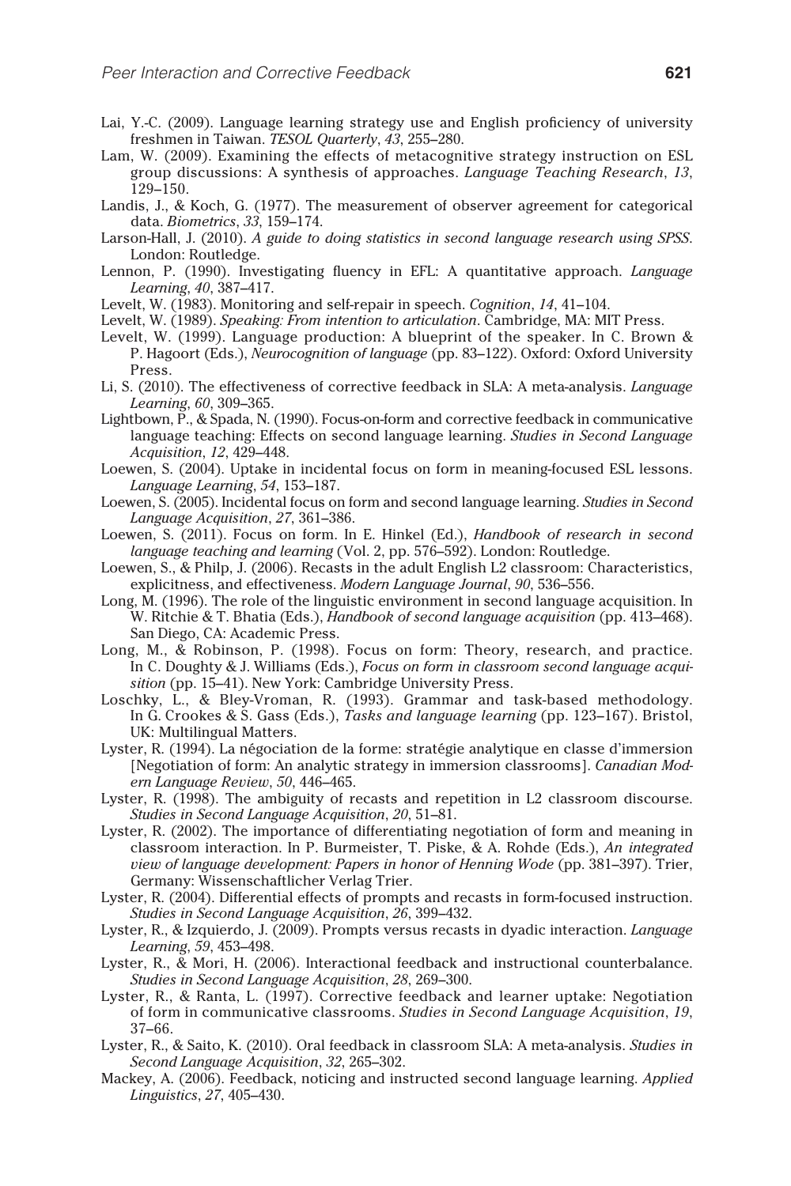Lai, Y.-C. (2009). Language learning strategy use and English proficiency of university freshmen in Taiwan. *TESOL Quarterly*, *43*, 255–280.

Lam, W. (2009). Examining the effects of metacognitive strategy instruction on ESL group discussions: A synthesis of approaches. *Language Teaching Research*, *13*, 129–150.

Landis, J., & Koch, G. (1977). The measurement of observer agreement for categorical data. *Biometrics*, *33*, 159–174.

Larson-Hall, J. (2010). *A guide to doing statistics in second language research using SPSS*. London: Routledge.

Lennon, P. (1990). Investigating fluency in EFL: A quantitative approach. *Language Learning*, *40*, 387–417.

Levelt, W. (1983). Monitoring and self-repair in speech. *Cognition*, *14*, 41–104.

Levelt, W. (1989). *Speaking: From intention to articulation*. Cambridge, MA: MIT Press.

Levelt, W. (1999). Language production: A blueprint of the speaker. In C. Brown & P. Hagoort (Eds.), *Neurocognition of language* (pp. 83–122). Oxford: Oxford University Press.

Li, S. (2010). The effectiveness of corrective feedback in SLA: A meta-analysis. *Language Learning*, *60*, 309–365.

Lightbown, P., & Spada, N. (1990). Focus-on-form and corrective feedback in communicative language teaching: Effects on second language learning. *Studies in Second Language Acquisition*, *12*, 429–448.

Loewen, S. (2004). Uptake in incidental focus on form in meaning-focused ESL lessons. *Language Learning*, *54*, 153–187.

Loewen, S. (2005). Incidental focus on form and second language learning. *Studies in Second Language Acquisition*, *27*, 361–386.

Loewen, S. (2011). Focus on form. In E. Hinkel (Ed.), *Handbook of research in second language teaching and learning* (Vol. 2, pp. 576–592). London: Routledge.

Loewen, S., & Philp, J. (2006). Recasts in the adult English L2 classroom: Characteristics, explicitness, and effectiveness. *Modern Language Journal*, *90*, 536–556.

Long, M. (1996). The role of the linguistic environment in second language acquisition. In W. Ritchie & T. Bhatia (Eds.), *Handbook of second language acquisition* (pp. 413–468). San Diego, CA: Academic Press.

Long, M., & Robinson, P. (1998). Focus on form: Theory, research, and practice. In C. Doughty & J. Williams (Eds.), *Focus on form in classroom second language acquisition* (pp. 15–41). New York: Cambridge University Press.

Loschky, L., & Bley-Vroman, R. (1993). Grammar and task-based methodology. In G. Crookes & S. Gass (Eds.), *Tasks and language learning* (pp. 123–167). Bristol, UK: Multilingual Matters.

Lyster, R. (1994). La négociation de la forme: stratégie analytique en classe d'immersion [Negotiation of form: An analytic strategy in immersion classrooms]. *Canadian Modern Language Review*, *50*, 446–465.

Lyster, R. (1998). The ambiguity of recasts and repetition in L2 classroom discourse. *Studies in Second Language Acquisition*, *20*, 51–81.

Lyster, R. (2002). The importance of differentiating negotiation of form and meaning in classroom interaction. In P. Burmeister, T. Piske, & A. Rohde (Eds.), *An integrated view of language development: Papers in honor of Henning Wode* (pp. 381–397). Trier, Germany: Wissenschaftlicher Verlag Trier.

Lyster, R. (2004). Differential effects of prompts and recasts in form-focused instruction. *Studies in Second Language Acquisition*, *26*, 399–432.

Lyster, R., & Izquierdo, J. (2009). Prompts versus recasts in dyadic interaction. *Language Learning*, *59*, 453–498.

Lyster, R., & Mori, H. (2006). Interactional feedback and instructional counterbalance. *Studies in Second Language Acquisition*, *28*, 269–300.

Lyster, R., & Ranta, L. (1997). Corrective feedback and learner uptake: Negotiation of form in communicative classrooms. *Studies in Second Language Acquisition*, *19*, 37–66.

Lyster, R., & Saito, K. (2010). Oral feedback in classroom SLA: A meta-analysis. *Studies in Second Language Acquisition*, *32*, 265–302.

Mackey, A. (2006). Feedback, noticing and instructed second language learning. *Applied Linguistics*, *27*, 405–430.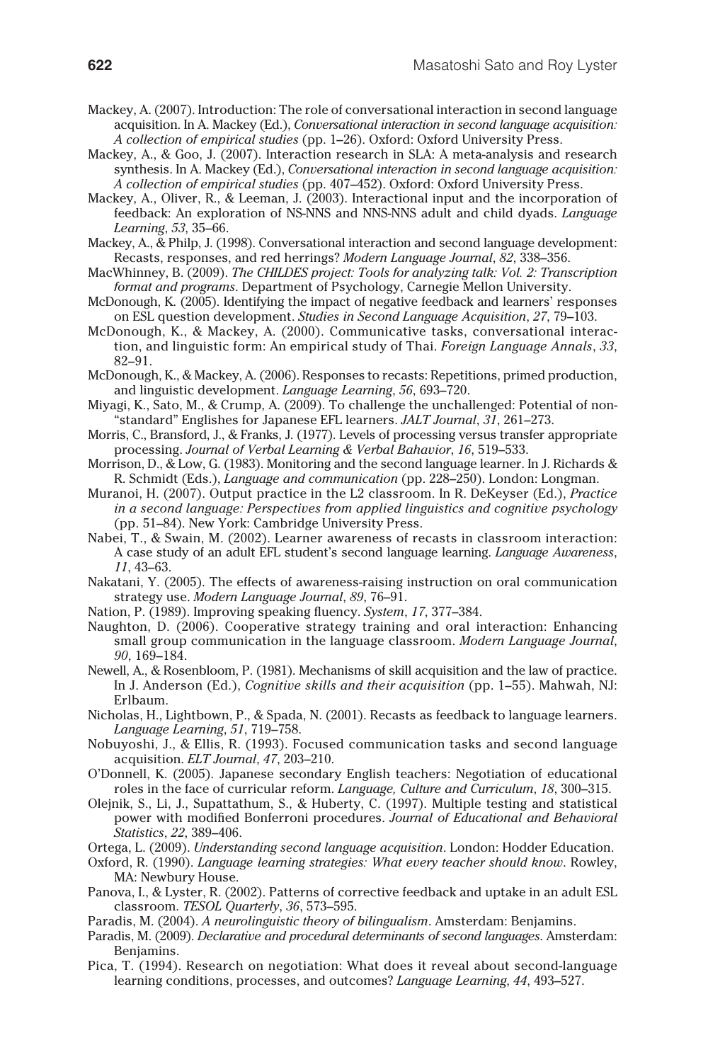Mackey, A. (2007). Introduction: The role of conversational interaction in second language acquisition. In A. Mackey (Ed.), *Conversational interaction in second language acquisition: A collection of empirical studies* (pp. 1–26). Oxford: Oxford University Press.

Mackey, A., & Goo, J. (2007). Interaction research in SLA: A meta-analysis and research synthesis. In A. Mackey (Ed.), *Conversational interaction in second language acquisition: A collection of empirical studies* (pp. 407–452). Oxford: Oxford University Press.

Mackey, A., Oliver, R., & Leeman, J. (2003). Interactional input and the incorporation of feedback: An exploration of NS-NNS and NNS-NNS adult and child dyads. *Language Learning*, *53*, 35–66.

Mackey, A., & Philp, J. (1998). Conversational interaction and second language development: Recasts, responses, and red herrings? *Modern Language Journal*, *82*, 338–356.

MacWhinney, B. (2009). *The CHILDES project: Tools for analyzing talk: Vol. 2: Transcription format and programs*. Department of Psychology, Carnegie Mellon University.

McDonough, K. (2005). Identifying the impact of negative feedback and learners' responses on ESL question development. *Studies in Second Language Acquisition*, *27*, 79–103.

McDonough, K., & Mackey, A. (2000). Communicative tasks, conversational interaction, and linguistic form: An empirical study of Thai. *Foreign Language Annals*, *33*, 82–91.

McDonough, K., & Mackey, A. (2006). Responses to recasts: Repetitions, primed production, and linguistic development. *Language Learning*, *56*, 693–720.

Miyagi, K., Sato, M., & Crump, A. (2009). To challenge the unchallenged: Potential of non-"standard" Englishes for Japanese EFL learners. *JALT Journal*, *31*, 261–273.

Morris, C., Bransford, J., & Franks, J. (1977). Levels of processing versus transfer appropriate processing. *Journal of Verbal Learning & Verbal Bahavior*, *16*, 519–533.

Morrison, D., & Low, G. (1983). Monitoring and the second language learner. In J. Richards & R. Schmidt (Eds.), *Language and communication* (pp. 228–250). London: Longman.

Muranoi, H. (2007). Output practice in the L2 classroom. In R. DeKeyser (Ed.), *Practice in a second language: Perspectives from applied linguistics and cognitive psychology* (pp. 51–84). New York: Cambridge University Press.

Nabei, T., & Swain, M. (2002). Learner awareness of recasts in classroom interaction: A case study of an adult EFL student's second language learning. *Language Awareness*, *11*, 43–63.

Nakatani, Y. (2005). The effects of awareness-raising instruction on oral communication strategy use. *Modern Language Journal*, *89*, 76–91.

Nation, P. (1989). Improving speaking fluency. *System*, *17*, 377–384.

Naughton, D. (2006). Cooperative strategy training and oral interaction: Enhancing small group communication in the language classroom. *Modern Language Journal*, *90*, 169–184.

Newell, A., & Rosenbloom, P. (1981). Mechanisms of skill acquisition and the law of practice. In J. Anderson (Ed.), *Cognitive skills and their acquisition* (pp. 1–55). Mahwah, NJ: Erlbaum.

Nicholas, H., Lightbown, P., & Spada, N. (2001). Recasts as feedback to language learners. *Language Learning*, *51*, 719–758.

Nobuyoshi, J., & Ellis, R. (1993). Focused communication tasks and second language acquisition. *ELT Journal*, *47*, 203–210.

O'Donnell, K. (2005). Japanese secondary English teachers: Negotiation of educational roles in the face of curricular reform. *Language, Culture and Curriculum*, *18*, 300–315.

Olejnik, S., Li, J., Supattathum, S., & Huberty, C. (1997). Multiple testing and statistical power with modified Bonferroni procedures. *Journal of Educational and Behavioral Statistics*, *22*, 389–406.

Ortega, L. (2009). *Understanding second language acquisition*. London: Hodder Education.

Oxford, R. (1990). *Language learning strategies: What every teacher should know*. Rowley, MA: Newbury House.

Panova, I., & Lyster, R. (2002). Patterns of corrective feedback and uptake in an adult ESL classroom. *TESOL Quarterly*, *36*, 573–595.

Paradis, M. (2004). *A neurolinguistic theory of bilingualism*. Amsterdam: Benjamins.

Paradis, M. (2009). *Declarative and procedural determinants of second languages*. Amsterdam: Benjamins.

Pica, T. (1994). Research on negotiation: What does it reveal about second-language learning conditions, processes, and outcomes? *Language Learning*, *44*, 493–527.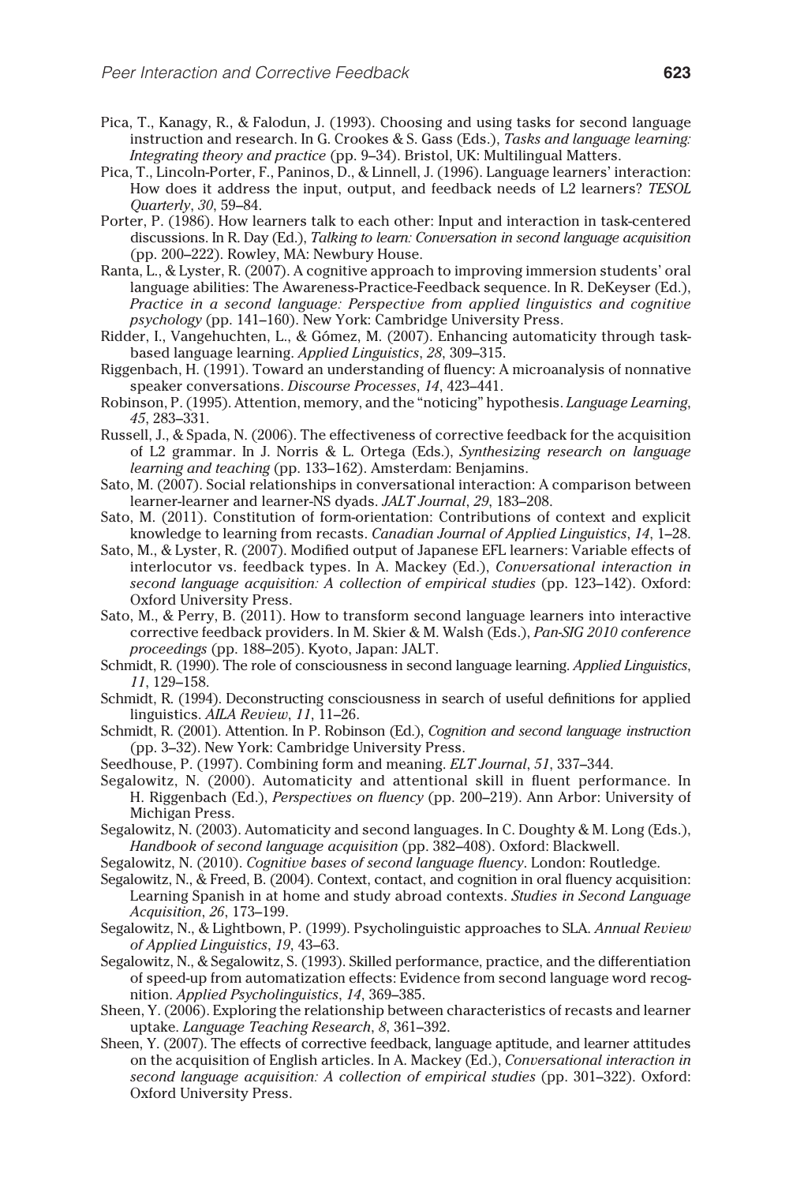Pica, T., Kanagy, R., & Falodun, J. (1993). Choosing and using tasks for second language instruction and research. In G. Crookes & S. Gass (Eds.), *Tasks and language learning: Integrating theory and practice* (pp. 9–34). Bristol, UK: Multilingual Matters.

Pica, T., Lincoln-Porter, F., Paninos, D., & Linnell, J. (1996). Language learners' interaction: How does it address the input, output, and feedback needs of L2 learners? *TESOL Quarterly*, *30*, 59–84.

Porter, P. (1986). How learners talk to each other: Input and interaction in task-centered discussions. In R. Day (Ed.), *Talking to learn: Conversation in second language acquisition* (pp. 200–222). Rowley, MA: Newbury House.

Ranta, L., & Lyster, R. (2007). A cognitive approach to improving immersion students' oral language abilities: The Awareness-Practice-Feedback sequence. In R. DeKeyser (Ed.), *Practice in a second language: Perspective from applied linguistics and cognitive psychology* (pp. 141–160). New York: Cambridge University Press.

Ridder, I., Vangehuchten, L., & Gómez, M. (2007). Enhancing automaticity through task-based language learning. *Applied Linguistics*, *28*, 309–315.

Riggenbach, H. (1991). Toward an understanding of fluency: A microanalysis of nonnative speaker conversations. *Discourse Processes*, *14*, 423–441.

Robinson, P. (1995). Attention, memory, and the "noticing" hypothesis. *Language Learning*, *45*, 283–331.

Russell, J., & Spada, N. (2006). The effectiveness of corrective feedback for the acquisition of L2 grammar. In J. Norris & L. Ortega (Eds.), *Synthesizing research on language learning and teaching* (pp. 133–162). Amsterdam: Benjamins.

Sato, M. (2007). Social relationships in conversational interaction: A comparison between learner-learner and learner-NS dyads. *JALT Journal*, *29*, 183–208.

Sato, M. (2011). Constitution of form-orientation: Contributions of context and explicit knowledge to learning from recasts. *Canadian Journal of Applied Linguistics*, *14*, 1–28.

Sato, M., & Lyster, R. (2007). Modified output of Japanese EFL learners: Variable effects of interlocutor vs. feedback types. In A. Mackey (Ed.), *Conversational interaction in second language acquisition: A collection of empirical studies* (pp. 123–142). Oxford: Oxford University Press.

Sato, M., & Perry, B. (2011). How to transform second language learners into interactive corrective feedback providers. In M. Skier & M. Walsh (Eds.), *Pan-SIG 2010 conference proceedings* (pp. 188–205). Kyoto, Japan: JALT.

Schmidt, R. (1990). The role of consciousness in second language learning. *Applied Linguistics*, *11*, 129–158.

Schmidt, R. (1994). Deconstructing consciousness in search of useful definitions for applied linguistics. *AILA Review*, *11*, 11–26.

Schmidt, R. (2001). Attention. In P. Robinson (Ed.), *Cognition and second language instruction* (pp. 3–32). New York: Cambridge University Press.

Seedhouse, P. (1997). Combining form and meaning. *ELT Journal*, *51*, 337–344.

Segalowitz, N. (2000). Automaticity and attentional skill in fluent performance. In H. Riggenbach (Ed.), *Perspectives on fluency* (pp. 200–219). Ann Arbor: University of Michigan Press.

Segalowitz, N. (2003). Automaticity and second languages. In C. Doughty & M. Long (Eds.), *Handbook of second language acquisition* (pp. 382–408). Oxford: Blackwell.

Segalowitz, N. (2010). *Cognitive bases of second language fluency*. London: Routledge.

Segalowitz, N., & Freed, B. (2004). Context, contact, and cognition in oral fluency acquisition: Learning Spanish in at home and study abroad contexts. *Studies in Second Language Acquisition*, *26*, 173–199.

Segalowitz, N., & Lightbown, P. (1999). Psycholinguistic approaches to SLA. *Annual Review of Applied Linguistics*, *19*, 43–63.

Segalowitz, N., & Segalowitz, S. (1993). Skilled performance, practice, and the differentiation of speed-up from automatization effects: Evidence from second language word recognition. *Applied Psycholinguistics*, *14*, 369–385.

Sheen, Y. (2006). Exploring the relationship between characteristics of recasts and learner uptake. *Language Teaching Research*, *8*, 361–392.

Sheen, Y. (2007). The effects of corrective feedback, language aptitude, and learner attitudes on the acquisition of English articles. In A. Mackey (Ed.), *Conversational interaction in second language acquisition: A collection of empirical studies* (pp. 301–322). Oxford: Oxford University Press.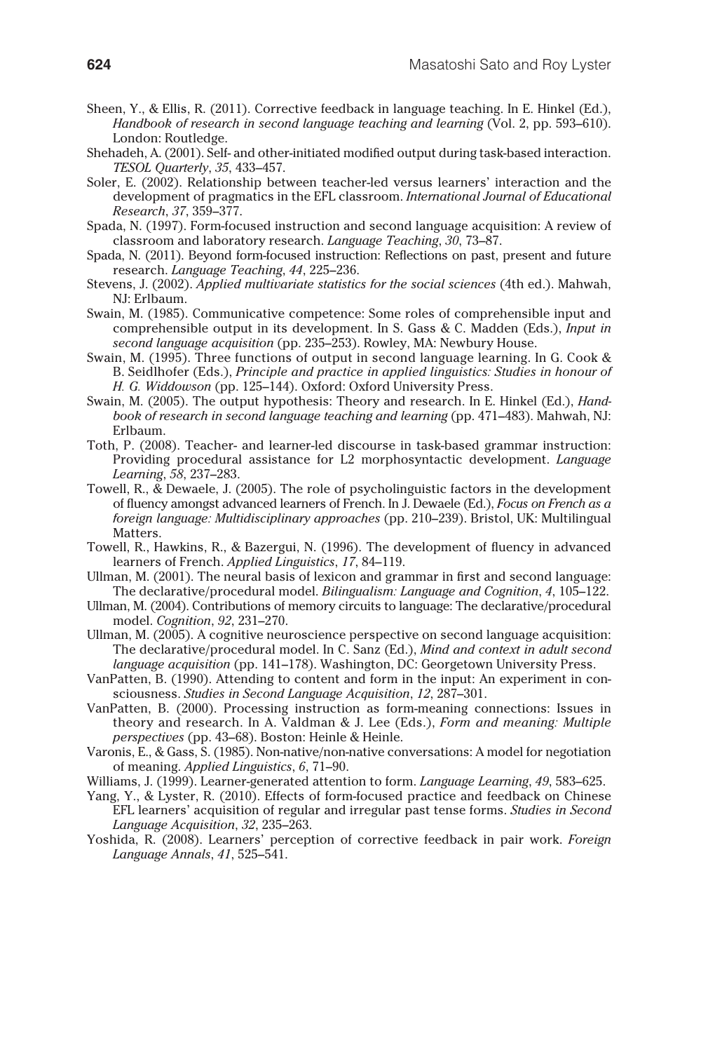Sheen, Y., & Ellis, R. (2011). Corrective feedback in language teaching. In E. Hinkel (Ed.), *Handbook of research in second language teaching and learning* (Vol. 2, pp. 593–610). London: Routledge.

Shehadeh, A. (2001). Self- and other-initiated modified output during task-based interaction. *TESOL Quarterly*, *35*, 433–457.

Soler, E. (2002). Relationship between teacher-led versus learners' interaction and the development of pragmatics in the EFL classroom. *International Journal of Educational Research*, *37*, 359–377.

Spada, N. (1997). Form-focused instruction and second language acquisition: A review of classroom and laboratory research. *Language Teaching*, *30*, 73–87.

Spada, N. (2011). Beyond form-focused instruction: Reflections on past, present and future research. *Language Teaching*, *44*, 225–236.

Stevens, J. (2002). *Applied multivariate statistics for the social sciences* (4th ed.). Mahwah, NJ: Erlbaum.

Swain, M. (1985). Communicative competence: Some roles of comprehensible input and comprehensible output in its development. In S. Gass & C. Madden (Eds.), *Input in second language acquisition* (pp. 235–253). Rowley, MA: Newbury House.

Swain, M. (1995). Three functions of output in second language learning. In G. Cook & B. Seidlhofer (Eds.), *Principle and practice in applied linguistics: Studies in honour of H. G. Widdowson* (pp. 125–144). Oxford: Oxford University Press.

Swain, M. (2005). The output hypothesis: Theory and research. In E. Hinkel (Ed.), *Handbook of research in second language teaching and learning* (pp. 471–483). Mahwah, NJ: Erlbaum.

Toth, P. (2008). Teacher- and learner-led discourse in task-based grammar instruction: Providing procedural assistance for L2 morphosyntactic development. *Language Learning*, *58*, 237–283.

Towell, R., & Dewaele, J. (2005). The role of psycholinguistic factors in the development of fluency amongst advanced learners of French. In J. Dewaele (Ed.), *Focus on French as a foreign language: Multidisciplinary approaches* (pp. 210–239). Bristol, UK: Multilingual Matters.

Towell, R., Hawkins, R., & Bazergui, N. (1996). The development of fluency in advanced learners of French. *Applied Linguistics*, *17*, 84–119.

Ullman, M. (2001). The neural basis of lexicon and grammar in first and second language: The declarative/procedural model. *Bilingualism: Language and Cognition*, *4*, 105–122.

Ullman, M. (2004). Contributions of memory circuits to language: The declarative/procedural model. *Cognition*, *92*, 231–270.

Ullman, M. (2005). A cognitive neuroscience perspective on second language acquisition: The declarative/procedural model. In C. Sanz (Ed.), *Mind and context in adult second language acquisition* (pp. 141–178). Washington, DC: Georgetown University Press.

VanPatten, B. (1990). Attending to content and form in the input: An experiment in consciousness. *Studies in Second Language Acquisition*, *12*, 287–301.

VanPatten, B. (2000). Processing instruction as form-meaning connections: Issues in theory and research. In A. Valdman & J. Lee (Eds.), *Form and meaning: Multiple perspectives* (pp. 43–68). Boston: Heinle & Heinle.

Varonis, E., & Gass, S. (1985). Non-native/non-native conversations: A model for negotiation of meaning. *Applied Linguistics*, *6*, 71–90.

Williams, J. (1999). Learner-generated attention to form. *Language Learning*, *49*, 583–625.

Yang, Y., & Lyster, R. (2010). Effects of form-focused practice and feedback on Chinese EFL learners' acquisition of regular and irregular past tense forms. *Studies in Second Language Acquisition*, *32*, 235–263.

Yoshida, R. (2008). Learners' perception of corrective feedback in pair work. *Foreign Language Annals*, *41*, 525–541.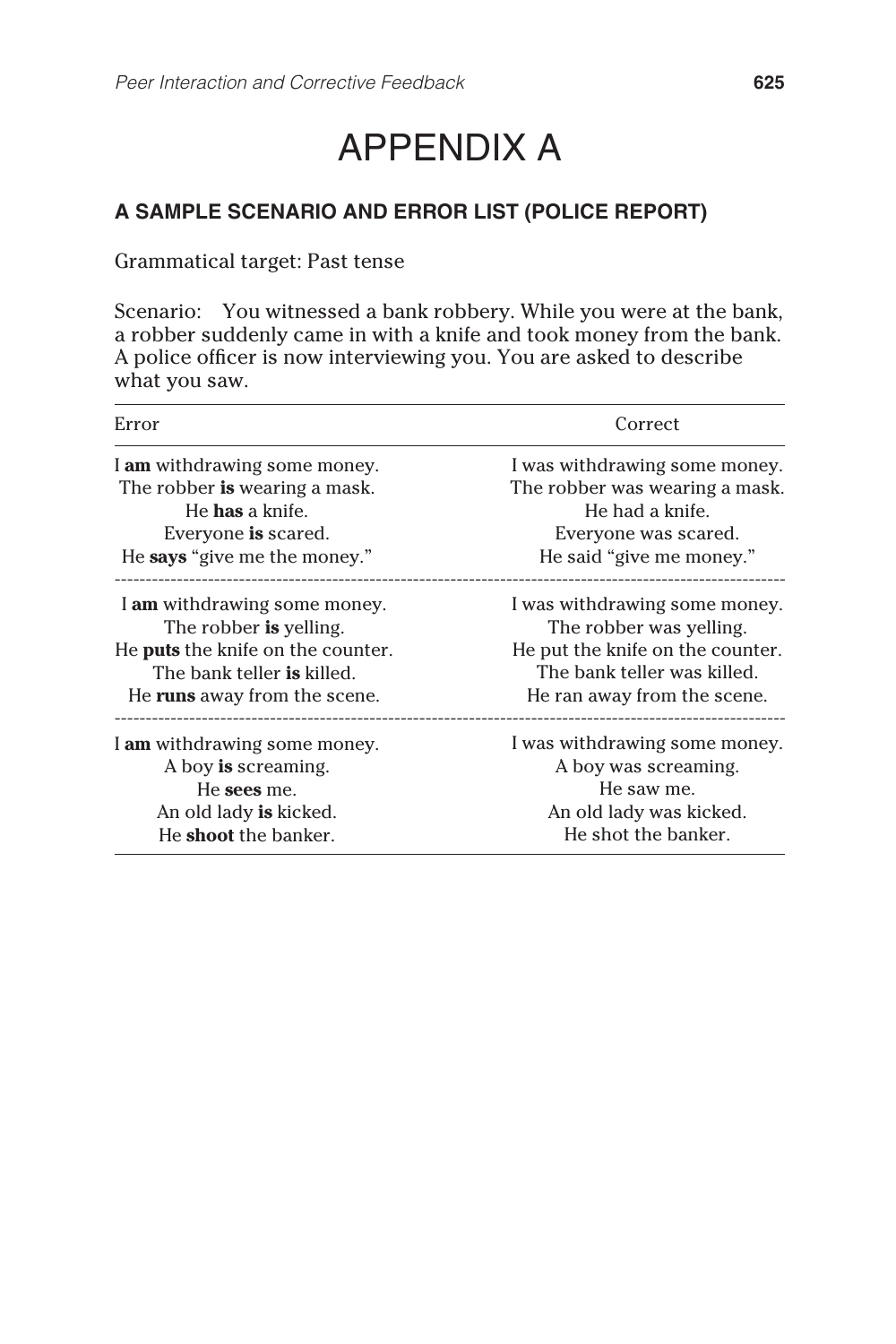# APPENDIX A

### A SAMPLE SCENARIO AND ERROR LIST (POLICE REPORT)

Grammatical target: Past tense

Scenario: You witnessed a bank robbery. While you were at the bank, a robber suddenly came in with a knife and took money from the bank. A police officer is now interviewing you. You are asked to describe what you saw.

| Error | Correct |
|---|---|
| I **am** withdrawing some money. | I was withdrawing some money. |
| The robber **is** wearing a mask. | The robber was wearing a mask. |
| He **has** a knife. | He had a knife. |
| Everyone **is** scared. | Everyone was scared. |
| He **says** "give me the money." | He said "give me money." |
| I **am** withdrawing some money. | I was withdrawing some money. |
| The robber **is** yelling. | The robber was yelling. |
| He **puts** the knife on the counter. | He put the knife on the counter. |
| The bank teller **is** killed. | The bank teller was killed. |
| He **runs** away from the scene. | He ran away from the scene. |
| I **am** withdrawing some money. | I was withdrawing some money. |
| A boy **is** screaming. | A boy was screaming. |
| He **sees** me. | He saw me. |
| An old lady **is** kicked. | An old lady was kicked. |
| He **shoot** the banker. | He shot the banker. |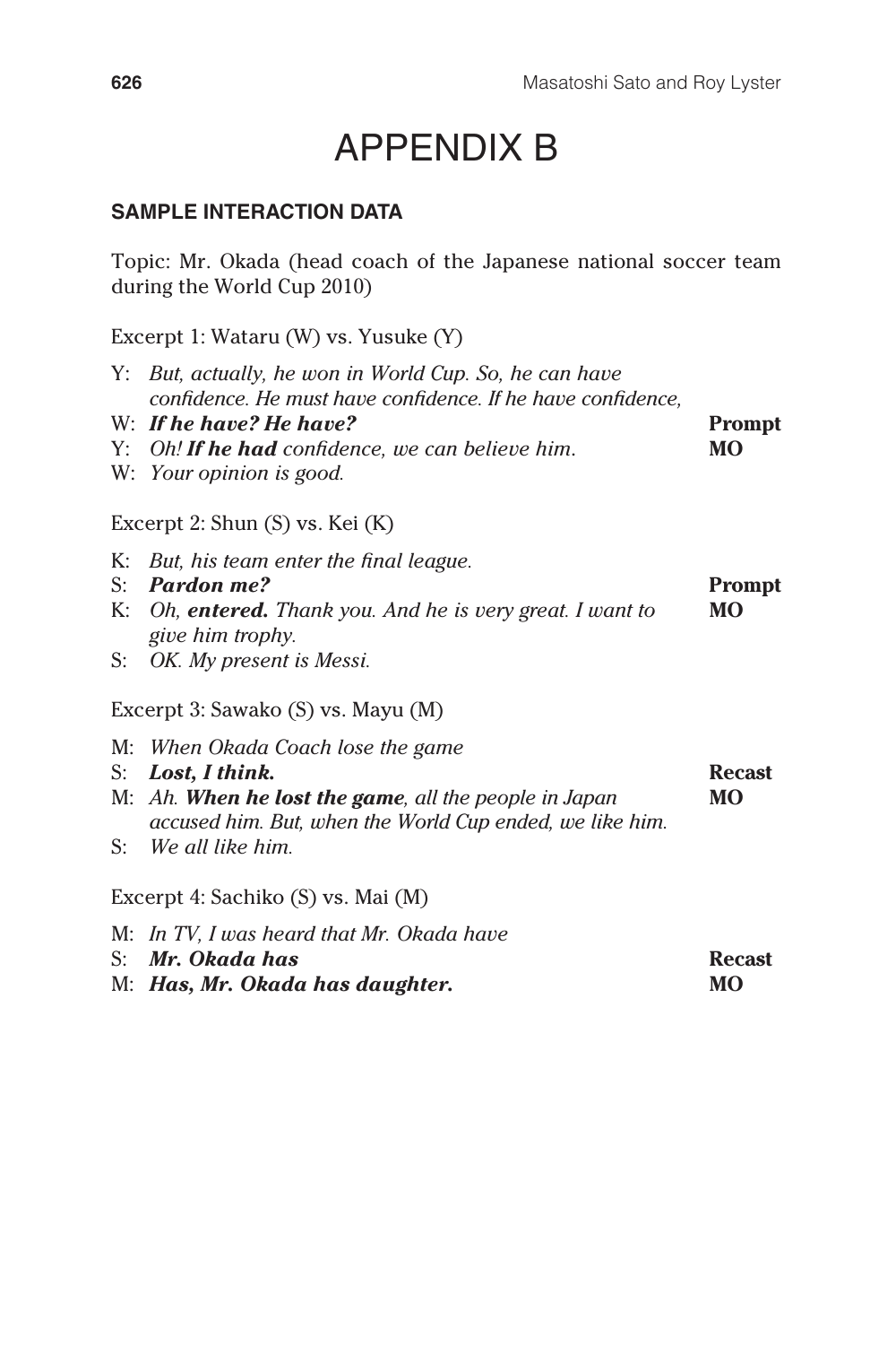# APPENDIX B

### SAMPLE INTERACTION DATA

Topic: Mr. Okada (head coach of the Japanese national soccer team during the World Cup 2010)

Excerpt 1: Wataru (W) vs. Yusuke (Y)

| | | |
|---|---|---|
| Y: | *But, actually, he won in World Cup. So, he can have confidence. He must have confidence. If he have confidence,* | |
| W: | ***If he have? He have?*** | **Prompt** |
| Y: | *Oh!* ***If he had*** *confidence, we can believe him.* | **MO** |
| W: | *Your opinion is good.* | |

Excerpt 2: Shun (S) vs. Kei (K)

| | | |
|---|---|---|
| K: | *But, his team enter the final league.* | |
| S: | ***Pardon me?*** | **Prompt** |
| K: | *Oh,* ***entered.*** *Thank you. And he is very great. I want to give him trophy.* | **MO** |
| S: | *OK. My present is Messi.* | |

Excerpt 3: Sawako (S) vs. Mayu (M)

| | | |
|---|---|---|
| M: | *When Okada Coach lose the game* | |
| S: | ***Lost, I think.*** | **Recast** |
| M: | *Ah.* ***When he lost the game****, all the people in Japan accused him. But, when the World Cup ended, we like him.* | **MO** |
| S: | *We all like him.* | |

Excerpt 4: Sachiko (S) vs. Mai (M)

| | | |
|---|---|---|
| M: | *In TV, I was heard that Mr. Okada have* | |
| S: | ***Mr. Okada has*** | **Recast** |
| M: | ***Has, Mr. Okada has daughter.*** | **MO** |